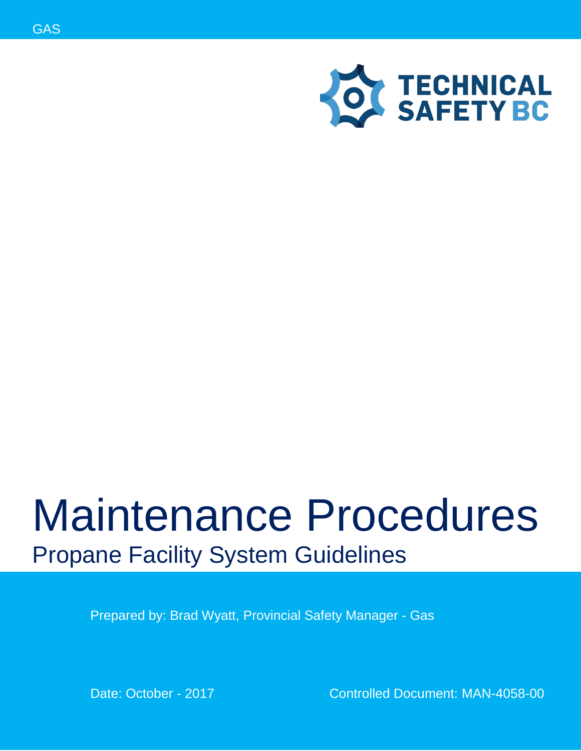GAS

TECHNICAL SAFETY BC

# Maintenance Procedures

## Propane Facility System Guidelines

Prepared by: Brad Wyatt, Provincial Safety Manager - Gas

Date: October - 2017

Controlled Document: MAN-4058-00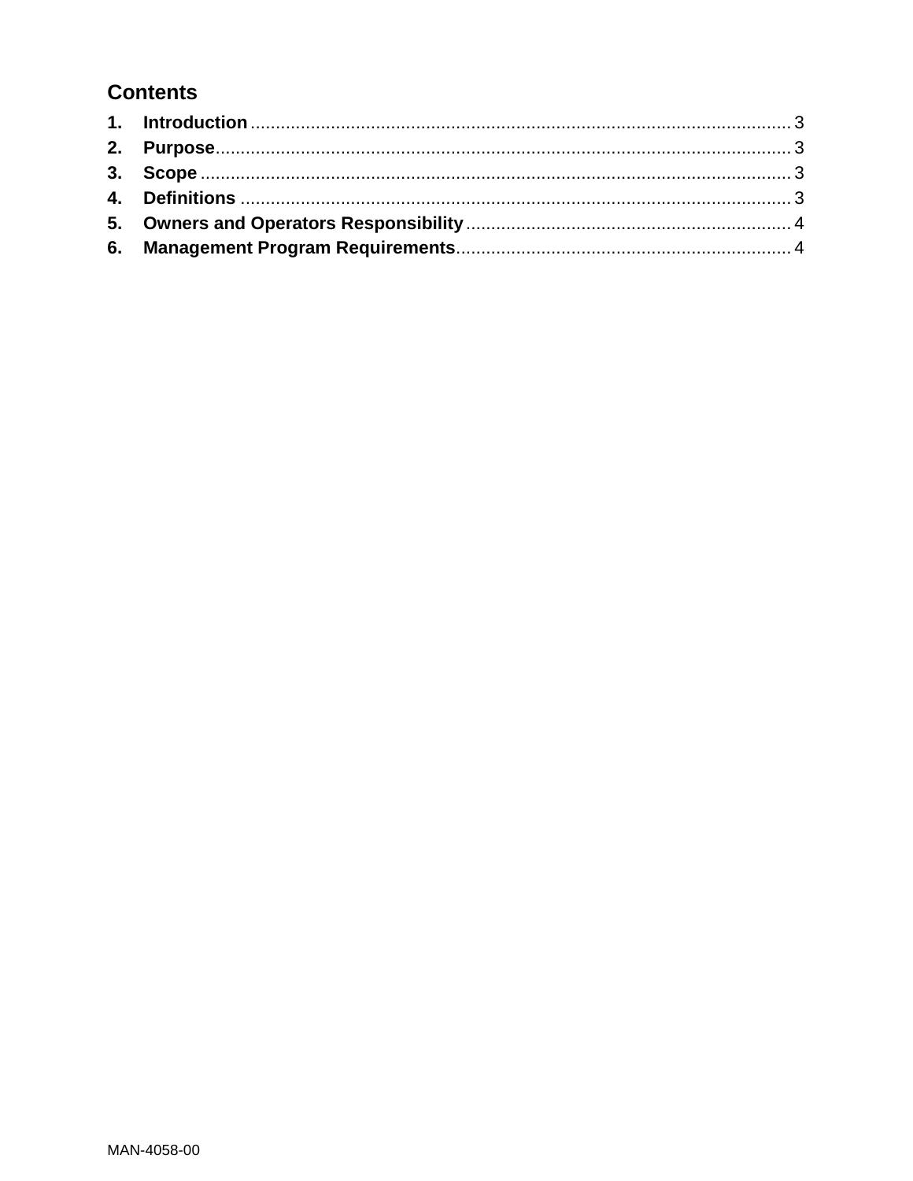## Contents

1. **Introduction** ........................................................................................................... 3
2. **Purpose**................................................................................................................... 3
3. **Scope** ...................................................................................................................... 3
4. **Definitions** ............................................................................................................. 3
5. **Owners and Operators Responsibility** ................................................................ 4
6. **Management Program Requirements**.................................................................. 4

MAN-4058-00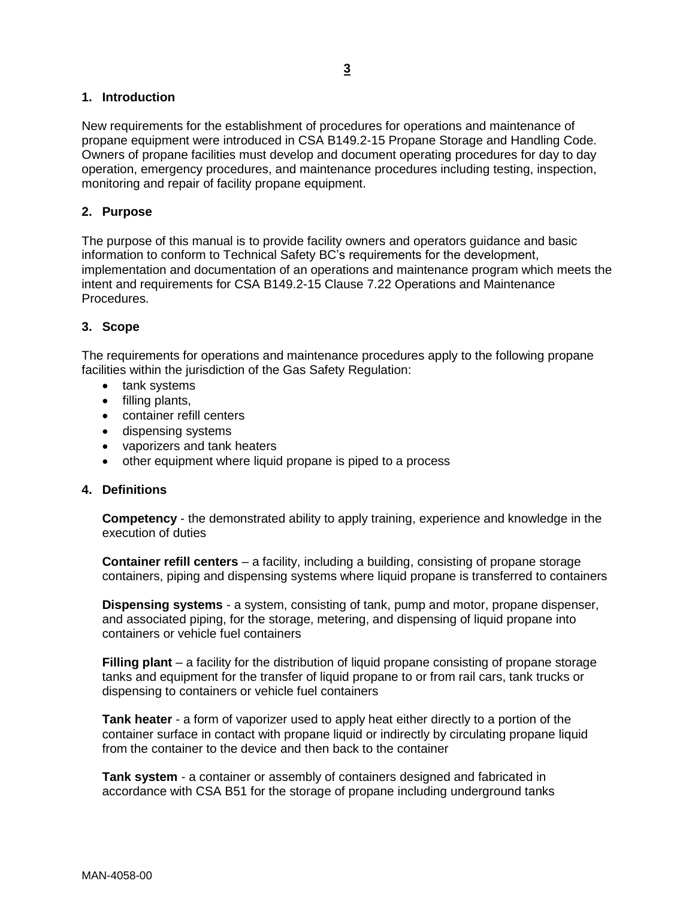## 1. Introduction

New requirements for the establishment of procedures for operations and maintenance of propane equipment were introduced in CSA B149.2-15 Propane Storage and Handling Code. Owners of propane facilities must develop and document operating procedures for day to day operation, emergency procedures, and maintenance procedures including testing, inspection, monitoring and repair of facility propane equipment.

## 2. Purpose

The purpose of this manual is to provide facility owners and operators guidance and basic information to conform to Technical Safety BC's requirements for the development, implementation and documentation of an operations and maintenance program which meets the intent and requirements for CSA B149.2-15 Clause 7.22 Operations and Maintenance Procedures.

## 3. Scope

The requirements for operations and maintenance procedures apply to the following propane facilities within the jurisdiction of the Gas Safety Regulation:

- tank systems
- filling plants,
- container refill centers
- dispensing systems
- vaporizers and tank heaters
- other equipment where liquid propane is piped to a process

## 4. Definitions

**Competency** - the demonstrated ability to apply training, experience and knowledge in the execution of duties

**Container refill centers** – a facility, including a building, consisting of propane storage containers, piping and dispensing systems where liquid propane is transferred to containers

**Dispensing systems** - a system, consisting of tank, pump and motor, propane dispenser, and associated piping, for the storage, metering, and dispensing of liquid propane into containers or vehicle fuel containers

**Filling plant** – a facility for the distribution of liquid propane consisting of propane storage tanks and equipment for the transfer of liquid propane to or from rail cars, tank trucks or dispensing to containers or vehicle fuel containers

**Tank heater** - a form of vaporizer used to apply heat either directly to a portion of the container surface in contact with propane liquid or indirectly by circulating propane liquid from the container to the device and then back to the container

**Tank system** - a container or assembly of containers designed and fabricated in accordance with CSA B51 for the storage of propane including underground tanks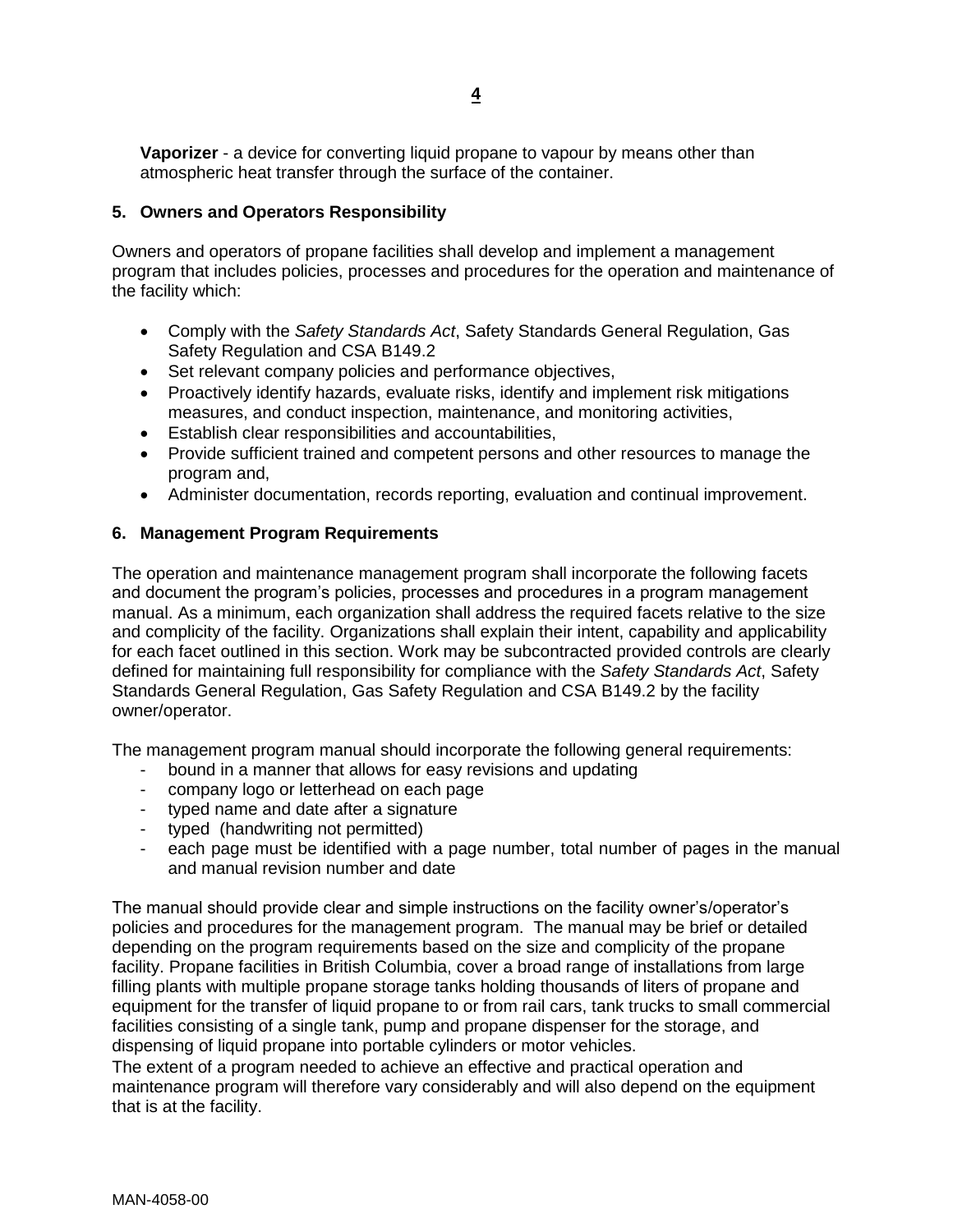**Vaporizer** - a device for converting liquid propane to vapour by means other than atmospheric heat transfer through the surface of the container.

## 5. Owners and Operators Responsibility

Owners and operators of propane facilities shall develop and implement a management program that includes policies, processes and procedures for the operation and maintenance of the facility which:

- Comply with the *Safety Standards Act*, Safety Standards General Regulation, Gas Safety Regulation and CSA B149.2
- Set relevant company policies and performance objectives,
- Proactively identify hazards, evaluate risks, identify and implement risk mitigations measures, and conduct inspection, maintenance, and monitoring activities,
- Establish clear responsibilities and accountabilities,
- Provide sufficient trained and competent persons and other resources to manage the program and,
- Administer documentation, records reporting, evaluation and continual improvement.

## 6. Management Program Requirements

The operation and maintenance management program shall incorporate the following facets and document the program's policies, processes and procedures in a program management manual. As a minimum, each organization shall address the required facets relative to the size and complicity of the facility. Organizations shall explain their intent, capability and applicability for each facet outlined in this section. Work may be subcontracted provided controls are clearly defined for maintaining full responsibility for compliance with the *Safety Standards Act*, Safety Standards General Regulation, Gas Safety Regulation and CSA B149.2 by the facility owner/operator.

The management program manual should incorporate the following general requirements:

- bound in a manner that allows for easy revisions and updating
- company logo or letterhead on each page
- typed name and date after a signature
- typed (handwriting not permitted)
- each page must be identified with a page number, total number of pages in the manual and manual revision number and date

The manual should provide clear and simple instructions on the facility owner's/operator's policies and procedures for the management program. The manual may be brief or detailed depending on the program requirements based on the size and complicity of the propane facility. Propane facilities in British Columbia, cover a broad range of installations from large filling plants with multiple propane storage tanks holding thousands of liters of propane and equipment for the transfer of liquid propane to or from rail cars, tank trucks to small commercial facilities consisting of a single tank, pump and propane dispenser for the storage, and dispensing of liquid propane into portable cylinders or motor vehicles.

The extent of a program needed to achieve an effective and practical operation and maintenance program will therefore vary considerably and will also depend on the equipment that is at the facility.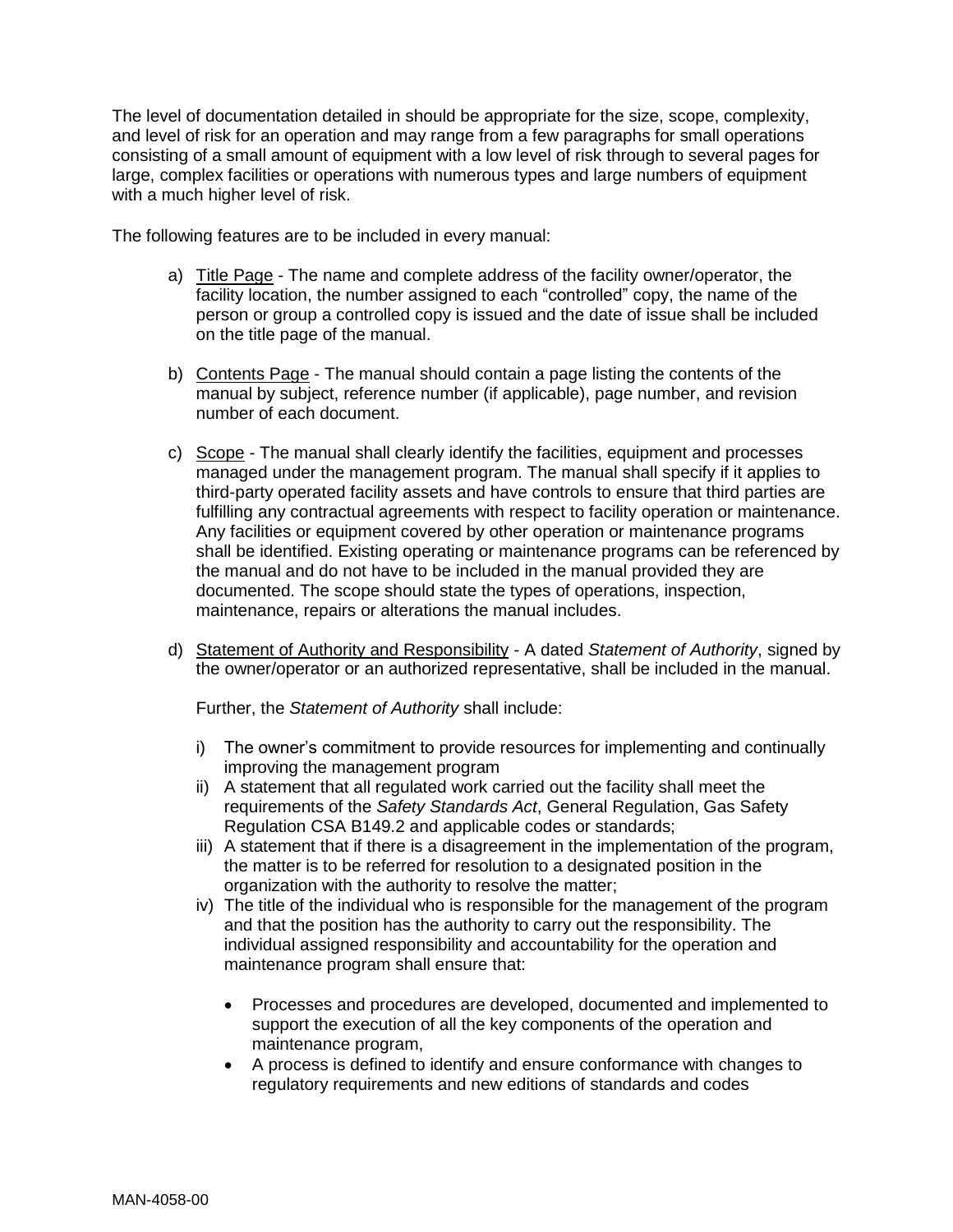The level of documentation detailed in should be appropriate for the size, scope, complexity, and level of risk for an operation and may range from a few paragraphs for small operations consisting of a small amount of equipment with a low level of risk through to several pages for large, complex facilities or operations with numerous types and large numbers of equipment with a much higher level of risk.

The following features are to be included in every manual:

a) Title Page - The name and complete address of the facility owner/operator, the facility location, the number assigned to each "controlled" copy, the name of the person or group a controlled copy is issued and the date of issue shall be included on the title page of the manual.

b) Contents Page - The manual should contain a page listing the contents of the manual by subject, reference number (if applicable), page number, and revision number of each document.

c) Scope - The manual shall clearly identify the facilities, equipment and processes managed under the management program. The manual shall specify if it applies to third-party operated facility assets and have controls to ensure that third parties are fulfilling any contractual agreements with respect to facility operation or maintenance. Any facilities or equipment covered by other operation or maintenance programs shall be identified. Existing operating or maintenance programs can be referenced by the manual and do not have to be included in the manual provided they are documented. The scope should state the types of operations, inspection, maintenance, repairs or alterations the manual includes.

d) Statement of Authority and Responsibility - A dated *Statement of Authority*, signed by the owner/operator or an authorized representative, shall be included in the manual.

   Further, the *Statement of Authority* shall include:

   i) The owner's commitment to provide resources for implementing and continually improving the management program
   ii) A statement that all regulated work carried out the facility shall meet the requirements of the *Safety Standards Act*, General Regulation, Gas Safety Regulation CSA B149.2 and applicable codes or standards;
   iii) A statement that if there is a disagreement in the implementation of the program, the matter is to be referred for resolution to a designated position in the organization with the authority to resolve the matter;
   iv) The title of the individual who is responsible for the management of the program and that the position has the authority to carry out the responsibility. The individual assigned responsibility and accountability for the operation and maintenance program shall ensure that:

      - Processes and procedures are developed, documented and implemented to support the execution of all the key components of the operation and maintenance program,
      - A process is defined to identify and ensure conformance with changes to regulatory requirements and new editions of standards and codes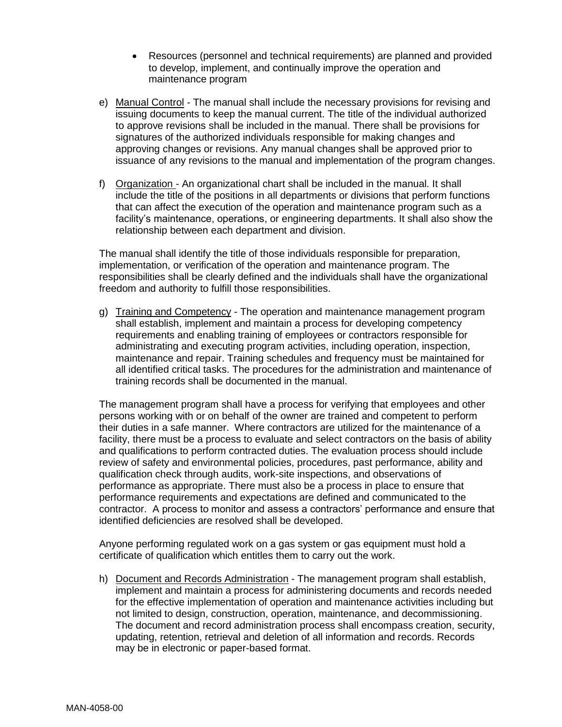- Resources (personnel and technical requirements) are planned and provided to develop, implement, and continually improve the operation and maintenance program

e) Manual Control - The manual shall include the necessary provisions for revising and issuing documents to keep the manual current. The title of the individual authorized to approve revisions shall be included in the manual. There shall be provisions for signatures of the authorized individuals responsible for making changes and approving changes or revisions. Any manual changes shall be approved prior to issuance of any revisions to the manual and implementation of the program changes.

f) Organization - An organizational chart shall be included in the manual. It shall include the title of the positions in all departments or divisions that perform functions that can affect the execution of the operation and maintenance program such as a facility's maintenance, operations, or engineering departments. It shall also show the relationship between each department and division.

The manual shall identify the title of those individuals responsible for preparation, implementation, or verification of the operation and maintenance program. The responsibilities shall be clearly defined and the individuals shall have the organizational freedom and authority to fulfill those responsibilities.

g) Training and Competency - The operation and maintenance management program shall establish, implement and maintain a process for developing competency requirements and enabling training of employees or contractors responsible for administrating and executing program activities, including operation, inspection, maintenance and repair. Training schedules and frequency must be maintained for all identified critical tasks. The procedures for the administration and maintenance of training records shall be documented in the manual.

The management program shall have a process for verifying that employees and other persons working with or on behalf of the owner are trained and competent to perform their duties in a safe manner. Where contractors are utilized for the maintenance of a facility, there must be a process to evaluate and select contractors on the basis of ability and qualifications to perform contracted duties. The evaluation process should include review of safety and environmental policies, procedures, past performance, ability and qualification check through audits, work-site inspections, and observations of performance as appropriate. There must also be a process in place to ensure that performance requirements and expectations are defined and communicated to the contractor. A process to monitor and assess a contractors' performance and ensure that identified deficiencies are resolved shall be developed.

Anyone performing regulated work on a gas system or gas equipment must hold a certificate of qualification which entitles them to carry out the work.

h) Document and Records Administration - The management program shall establish, implement and maintain a process for administering documents and records needed for the effective implementation of operation and maintenance activities including but not limited to design, construction, operation, maintenance, and decommissioning. The document and record administration process shall encompass creation, security, updating, retention, retrieval and deletion of all information and records. Records may be in electronic or paper-based format.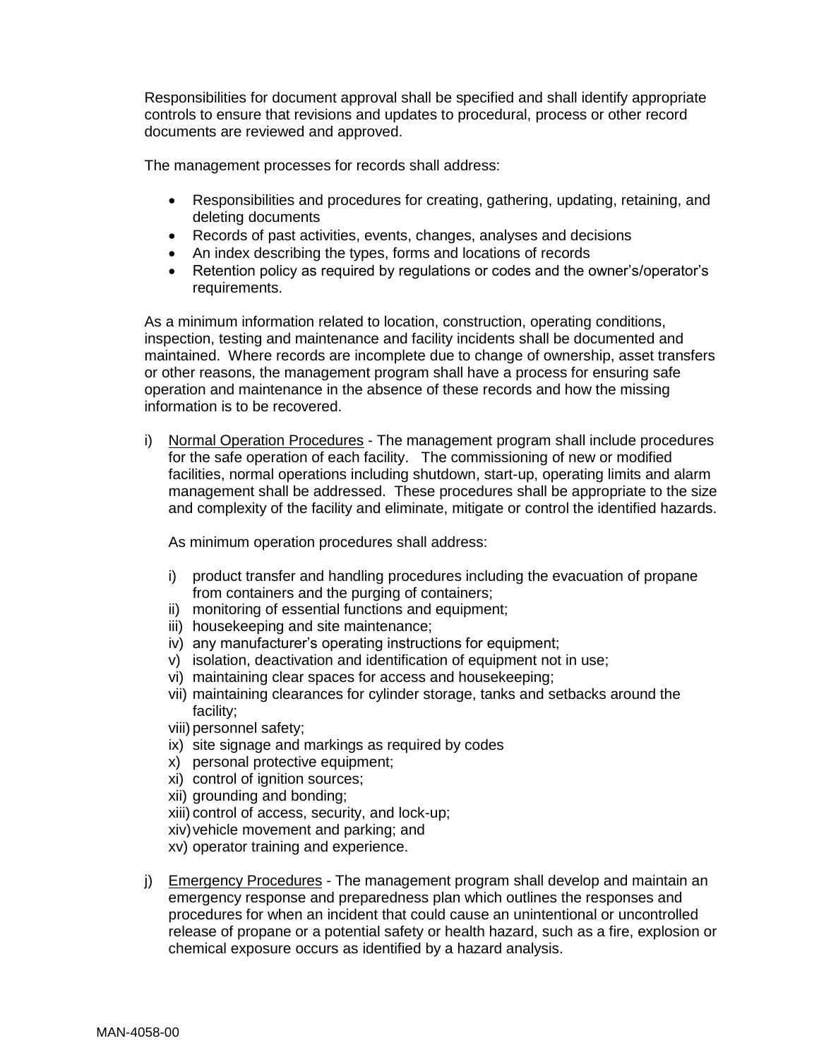Responsibilities for document approval shall be specified and shall identify appropriate controls to ensure that revisions and updates to procedural, process or other record documents are reviewed and approved.

The management processes for records shall address:

- Responsibilities and procedures for creating, gathering, updating, retaining, and deleting documents
- Records of past activities, events, changes, analyses and decisions
- An index describing the types, forms and locations of records
- Retention policy as required by regulations or codes and the owner's/operator's requirements.

As a minimum information related to location, construction, operating conditions, inspection, testing and maintenance and facility incidents shall be documented and maintained. Where records are incomplete due to change of ownership, asset transfers or other reasons, the management program shall have a process for ensuring safe operation and maintenance in the absence of these records and how the missing information is to be recovered.

i) Normal Operation Procedures - The management program shall include procedures for the safe operation of each facility. The commissioning of new or modified facilities, normal operations including shutdown, start-up, operating limits and alarm management shall be addressed. These procedures shall be appropriate to the size and complexity of the facility and eliminate, mitigate or control the identified hazards.

   As minimum operation procedures shall address:

   i) product transfer and handling procedures including the evacuation of propane from containers and the purging of containers;
   ii) monitoring of essential functions and equipment;
   iii) housekeeping and site maintenance;
   iv) any manufacturer's operating instructions for equipment;
   v) isolation, deactivation and identification of equipment not in use;
   vi) maintaining clear spaces for access and housekeeping;
   vii) maintaining clearances for cylinder storage, tanks and setbacks around the facility;
   viii) personnel safety;
   ix) site signage and markings as required by codes
   x) personal protective equipment;
   xi) control of ignition sources;
   xii) grounding and bonding;
   xiii) control of access, security, and lock-up;
   xiv) vehicle movement and parking; and
   xv) operator training and experience.

j) Emergency Procedures - The management program shall develop and maintain an emergency response and preparedness plan which outlines the responses and procedures for when an incident that could cause an unintentional or uncontrolled release of propane or a potential safety or health hazard, such as a fire, explosion or chemical exposure occurs as identified by a hazard analysis.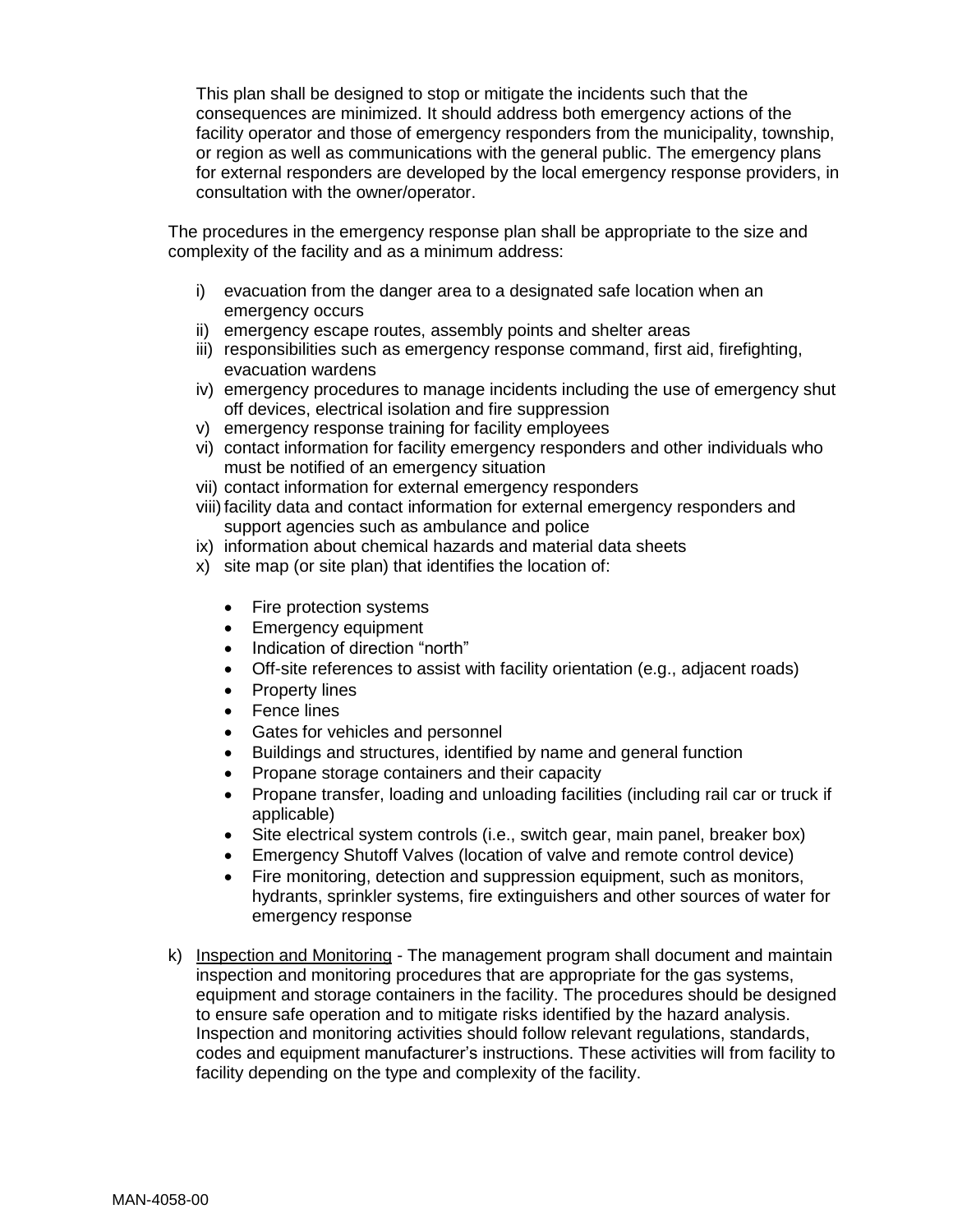This plan shall be designed to stop or mitigate the incidents such that the consequences are minimized. It should address both emergency actions of the facility operator and those of emergency responders from the municipality, township, or region as well as communications with the general public. The emergency plans for external responders are developed by the local emergency response providers, in consultation with the owner/operator.

The procedures in the emergency response plan shall be appropriate to the size and complexity of the facility and as a minimum address:

i) evacuation from the danger area to a designated safe location when an emergency occurs
ii) emergency escape routes, assembly points and shelter areas
iii) responsibilities such as emergency response command, first aid, firefighting, evacuation wardens
iv) emergency procedures to manage incidents including the use of emergency shut off devices, electrical isolation and fire suppression
v) emergency response training for facility employees
vi) contact information for facility emergency responders and other individuals who must be notified of an emergency situation
vii) contact information for external emergency responders
viii) facility data and contact information for external emergency responders and support agencies such as ambulance and police
ix) information about chemical hazards and material data sheets
x) site map (or site plan) that identifies the location of:

- Fire protection systems
- Emergency equipment
- Indication of direction "north"
- Off-site references to assist with facility orientation (e.g., adjacent roads)
- Property lines
- Fence lines
- Gates for vehicles and personnel
- Buildings and structures, identified by name and general function
- Propane storage containers and their capacity
- Propane transfer, loading and unloading facilities (including rail car or truck if applicable)
- Site electrical system controls (i.e., switch gear, main panel, breaker box)
- Emergency Shutoff Valves (location of valve and remote control device)
- Fire monitoring, detection and suppression equipment, such as monitors, hydrants, sprinkler systems, fire extinguishers and other sources of water for emergency response

k) <u>Inspection and Monitoring</u> - The management program shall document and maintain inspection and monitoring procedures that are appropriate for the gas systems, equipment and storage containers in the facility. The procedures should be designed to ensure safe operation and to mitigate risks identified by the hazard analysis. Inspection and monitoring activities should follow relevant regulations, standards, codes and equipment manufacturer's instructions. These activities will from facility to facility depending on the type and complexity of the facility.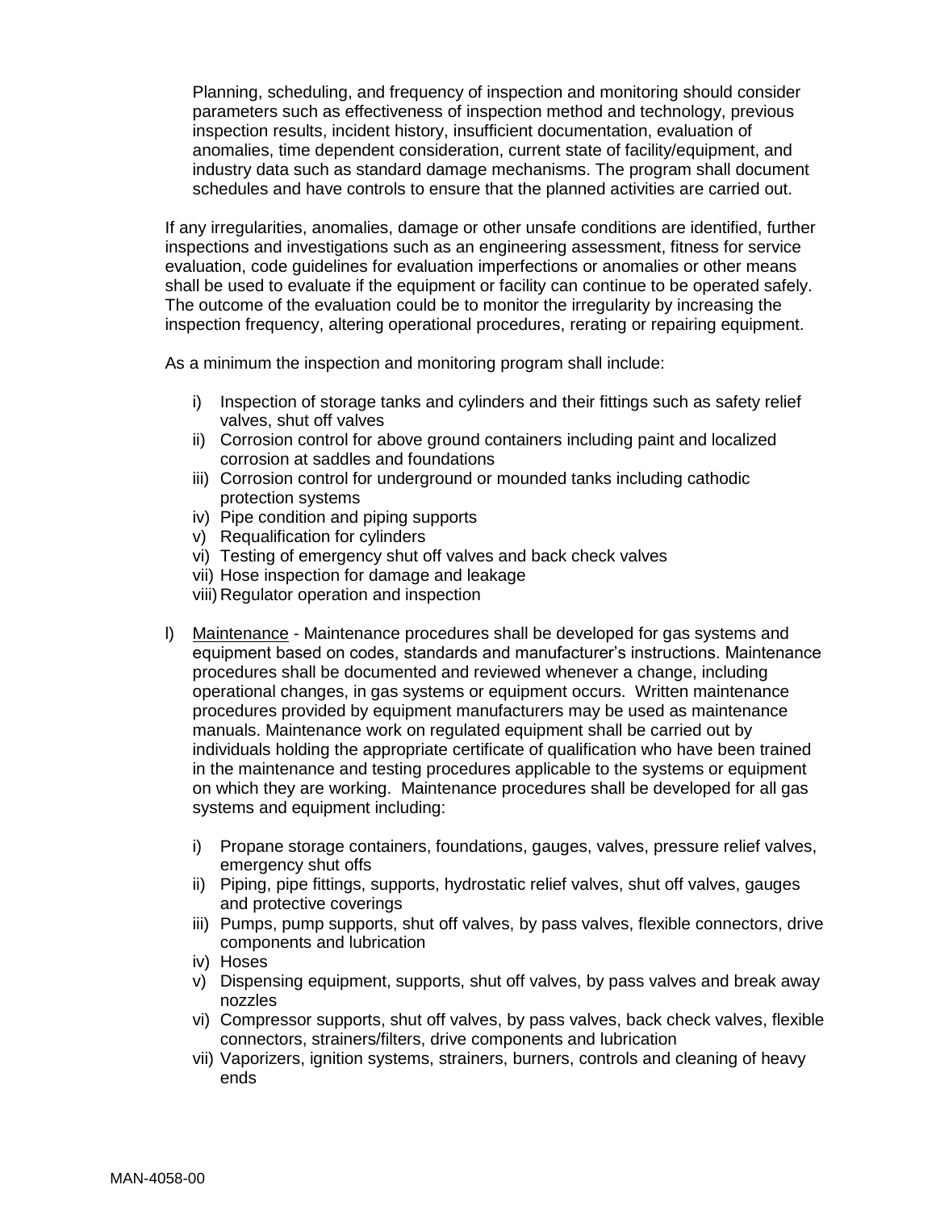Planning, scheduling, and frequency of inspection and monitoring should consider parameters such as effectiveness of inspection method and technology, previous inspection results, incident history, insufficient documentation, evaluation of anomalies, time dependent consideration, current state of facility/equipment, and industry data such as standard damage mechanisms. The program shall document schedules and have controls to ensure that the planned activities are carried out.

If any irregularities, anomalies, damage or other unsafe conditions are identified, further inspections and investigations such as an engineering assessment, fitness for service evaluation, code guidelines for evaluation imperfections or anomalies or other means shall be used to evaluate if the equipment or facility can continue to be operated safely. The outcome of the evaluation could be to monitor the irregularity by increasing the inspection frequency, altering operational procedures, rerating or repairing equipment.

As a minimum the inspection and monitoring program shall include:

i) Inspection of storage tanks and cylinders and their fittings such as safety relief valves, shut off valves
ii) Corrosion control for above ground containers including paint and localized corrosion at saddles and foundations
iii) Corrosion control for underground or mounded tanks including cathodic protection systems
iv) Pipe condition and piping supports
v) Requalification for cylinders
vi) Testing of emergency shut off valves and back check valves
vii) Hose inspection for damage and leakage
viii) Regulator operation and inspection

l) <u>Maintenance</u> - Maintenance procedures shall be developed for gas systems and equipment based on codes, standards and manufacturer's instructions. Maintenance procedures shall be documented and reviewed whenever a change, including operational changes, in gas systems or equipment occurs. Written maintenance procedures provided by equipment manufacturers may be used as maintenance manuals. Maintenance work on regulated equipment shall be carried out by individuals holding the appropriate certificate of qualification who have been trained in the maintenance and testing procedures applicable to the systems or equipment on which they are working. Maintenance procedures shall be developed for all gas systems and equipment including:

   i) Propane storage containers, foundations, gauges, valves, pressure relief valves, emergency shut offs
   ii) Piping, pipe fittings, supports, hydrostatic relief valves, shut off valves, gauges and protective coverings
   iii) Pumps, pump supports, shut off valves, by pass valves, flexible connectors, drive components and lubrication
   iv) Hoses
   v) Dispensing equipment, supports, shut off valves, by pass valves and break away nozzles
   vi) Compressor supports, shut off valves, by pass valves, back check valves, flexible connectors, strainers/filters, drive components and lubrication
   vii) Vaporizers, ignition systems, strainers, burners, controls and cleaning of heavy ends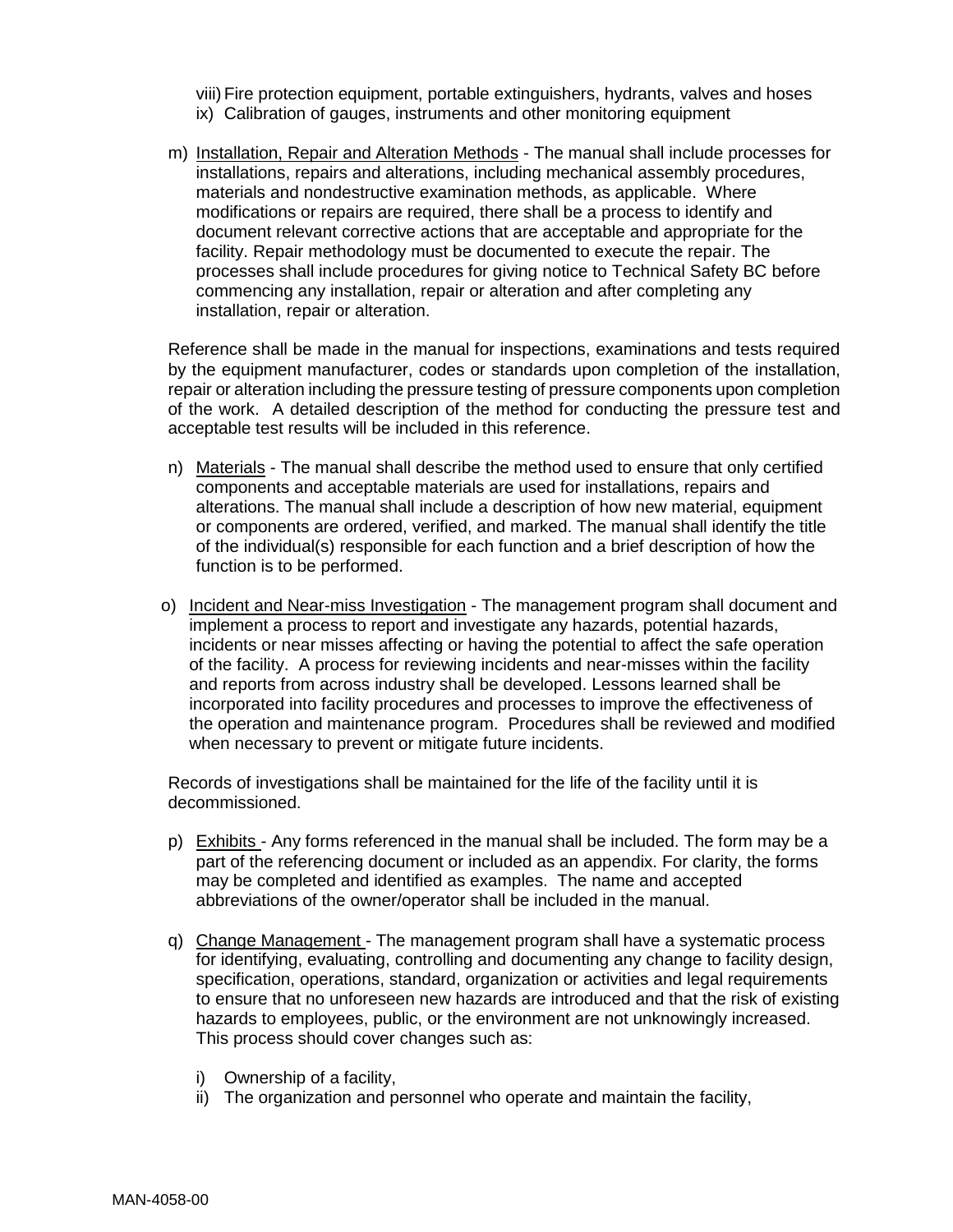viii) Fire protection equipment, portable extinguishers, hydrants, valves and hoses
ix) Calibration of gauges, instruments and other monitoring equipment

m) Installation, Repair and Alteration Methods - The manual shall include processes for installations, repairs and alterations, including mechanical assembly procedures, materials and nondestructive examination methods, as applicable. Where modifications or repairs are required, there shall be a process to identify and document relevant corrective actions that are acceptable and appropriate for the facility. Repair methodology must be documented to execute the repair. The processes shall include procedures for giving notice to Technical Safety BC before commencing any installation, repair or alteration and after completing any installation, repair or alteration.

Reference shall be made in the manual for inspections, examinations and tests required by the equipment manufacturer, codes or standards upon completion of the installation, repair or alteration including the pressure testing of pressure components upon completion of the work. A detailed description of the method for conducting the pressure test and acceptable test results will be included in this reference.

n) Materials - The manual shall describe the method used to ensure that only certified components and acceptable materials are used for installations, repairs and alterations. The manual shall include a description of how new material, equipment or components are ordered, verified, and marked. The manual shall identify the title of the individual(s) responsible for each function and a brief description of how the function is to be performed.

o) Incident and Near-miss Investigation - The management program shall document and implement a process to report and investigate any hazards, potential hazards, incidents or near misses affecting or having the potential to affect the safe operation of the facility. A process for reviewing incidents and near-misses within the facility and reports from across industry shall be developed. Lessons learned shall be incorporated into facility procedures and processes to improve the effectiveness of the operation and maintenance program. Procedures shall be reviewed and modified when necessary to prevent or mitigate future incidents.

Records of investigations shall be maintained for the life of the facility until it is decommissioned.

p) Exhibits - Any forms referenced in the manual shall be included. The form may be a part of the referencing document or included as an appendix. For clarity, the forms may be completed and identified as examples. The name and accepted abbreviations of the owner/operator shall be included in the manual.

q) Change Management - The management program shall have a systematic process for identifying, evaluating, controlling and documenting any change to facility design, specification, operations, standard, organization or activities and legal requirements to ensure that no unforeseen new hazards are introduced and that the risk of existing hazards to employees, public, or the environment are not unknowingly increased. This process should cover changes such as:

i) Ownership of a facility,
ii) The organization and personnel who operate and maintain the facility,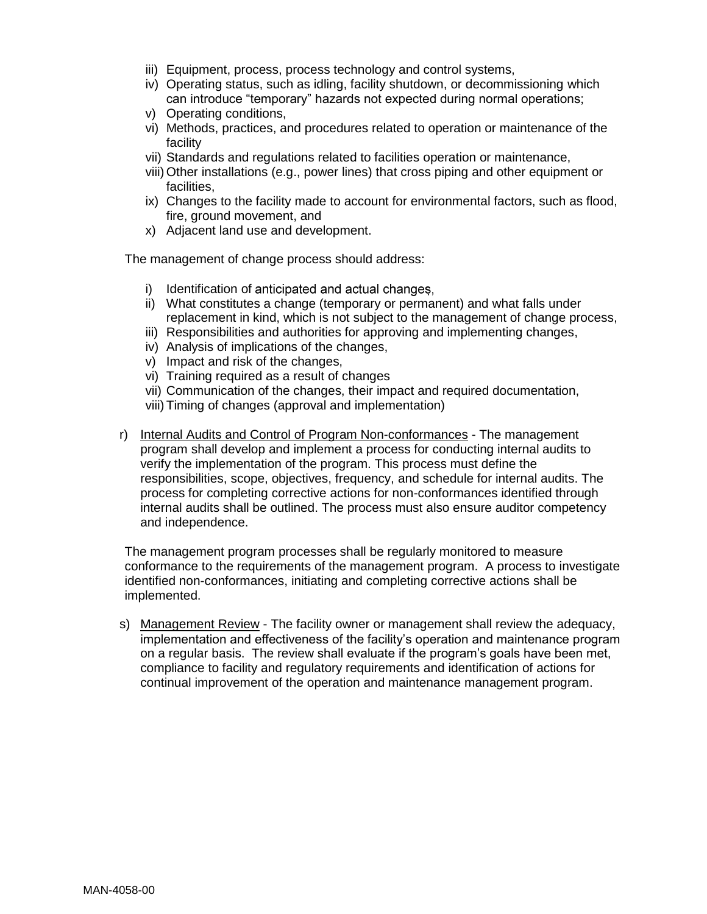iii) Equipment, process, process technology and control systems,
iv) Operating status, such as idling, facility shutdown, or decommissioning which can introduce "temporary" hazards not expected during normal operations;
v) Operating conditions,
vi) Methods, practices, and procedures related to operation or maintenance of the facility
vii) Standards and regulations related to facilities operation or maintenance,
viii) Other installations (e.g., power lines) that cross piping and other equipment or facilities,
ix) Changes to the facility made to account for environmental factors, such as flood, fire, ground movement, and
x) Adjacent land use and development.

The management of change process should address:

i) Identification of anticipated and actual changes,
ii) What constitutes a change (temporary or permanent) and what falls under replacement in kind, which is not subject to the management of change process,
iii) Responsibilities and authorities for approving and implementing changes,
iv) Analysis of implications of the changes,
v) Impact and risk of the changes,
vi) Training required as a result of changes
vii) Communication of the changes, their impact and required documentation,
viii) Timing of changes (approval and implementation)

r) Internal Audits and Control of Program Non-conformances - The management program shall develop and implement a process for conducting internal audits to verify the implementation of the program. This process must define the responsibilities, scope, objectives, frequency, and schedule for internal audits. The process for completing corrective actions for non-conformances identified through internal audits shall be outlined. The process must also ensure auditor competency and independence.

The management program processes shall be regularly monitored to measure conformance to the requirements of the management program. A process to investigate identified non-conformances, initiating and completing corrective actions shall be implemented.

s) Management Review - The facility owner or management shall review the adequacy, implementation and effectiveness of the facility's operation and maintenance program on a regular basis. The review shall evaluate if the program's goals have been met, compliance to facility and regulatory requirements and identification of actions for continual improvement of the operation and maintenance management program.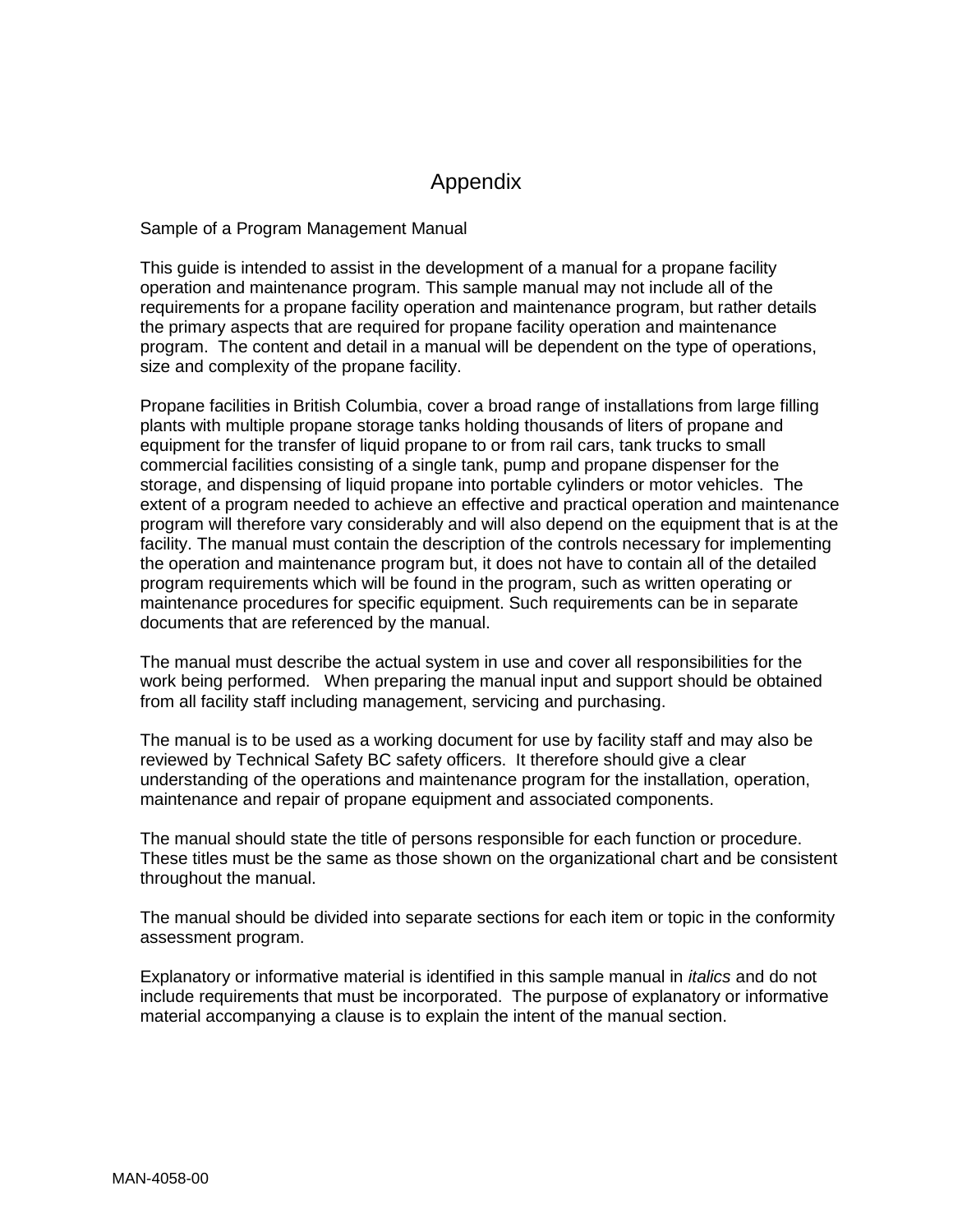# Appendix

Sample of a Program Management Manual

This guide is intended to assist in the development of a manual for a propane facility operation and maintenance program. This sample manual may not include all of the requirements for a propane facility operation and maintenance program, but rather details the primary aspects that are required for propane facility operation and maintenance program. The content and detail in a manual will be dependent on the type of operations, size and complexity of the propane facility.

Propane facilities in British Columbia, cover a broad range of installations from large filling plants with multiple propane storage tanks holding thousands of liters of propane and equipment for the transfer of liquid propane to or from rail cars, tank trucks to small commercial facilities consisting of a single tank, pump and propane dispenser for the storage, and dispensing of liquid propane into portable cylinders or motor vehicles. The extent of a program needed to achieve an effective and practical operation and maintenance program will therefore vary considerably and will also depend on the equipment that is at the facility. The manual must contain the description of the controls necessary for implementing the operation and maintenance program but, it does not have to contain all of the detailed program requirements which will be found in the program, such as written operating or maintenance procedures for specific equipment. Such requirements can be in separate documents that are referenced by the manual.

The manual must describe the actual system in use and cover all responsibilities for the work being performed. When preparing the manual input and support should be obtained from all facility staff including management, servicing and purchasing.

The manual is to be used as a working document for use by facility staff and may also be reviewed by Technical Safety BC safety officers. It therefore should give a clear understanding of the operations and maintenance program for the installation, operation, maintenance and repair of propane equipment and associated components.

The manual should state the title of persons responsible for each function or procedure. These titles must be the same as those shown on the organizational chart and be consistent throughout the manual.

The manual should be divided into separate sections for each item or topic in the conformity assessment program.

Explanatory or informative material is identified in this sample manual in *italics* and do not include requirements that must be incorporated. The purpose of explanatory or informative material accompanying a clause is to explain the intent of the manual section.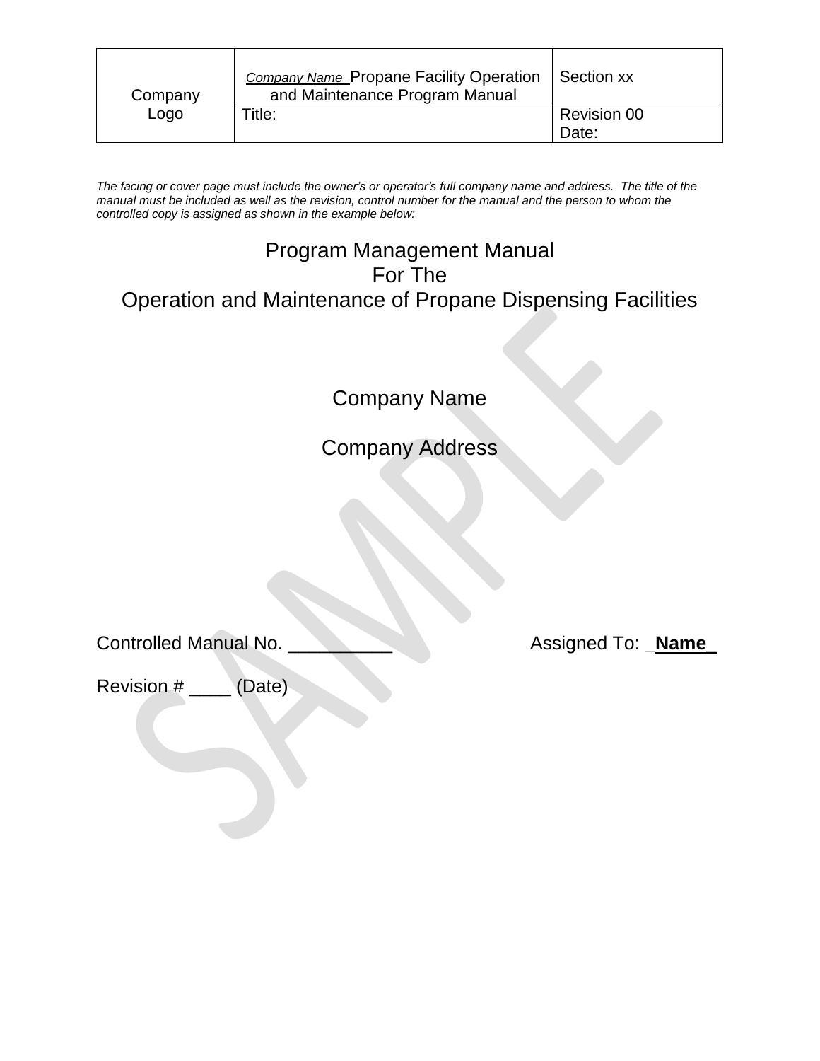*The facing or cover page must include the owner's or operator's full company name and address. The title of the manual must be included as well as the revision, control number for the manual and the person to whom the controlled copy is assigned as shown in the example below:*

# Program Management Manual
# For The
# Operation and Maintenance of Propane Dispensing Facilities

Company Name

Company Address

Controlled Manual No. __________ Assigned To: _**Name**_

Revision # ____ (Date)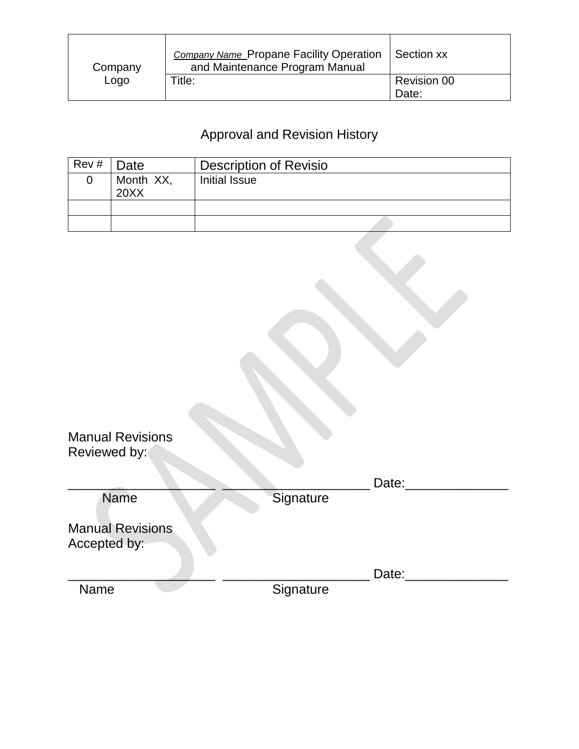| Company Logo | *Company Name* Propane Facility Operation and Maintenance Program Manual | Section xx |
|---|---|---|
| | Title: | Revision 00<br>Date: |

## Approval and Revision History

| Rev # | Date | Description of Revisio |
|---|---|---|
| 0 | Month XX, 20XX | Initial Issue |
| | | |
| | | |

Manual Revisions
Reviewed by:

____________________ ____________________ Date:______________
Name Signature

Manual Revisions
Accepted by:

____________________ ____________________ Date:______________
Name Signature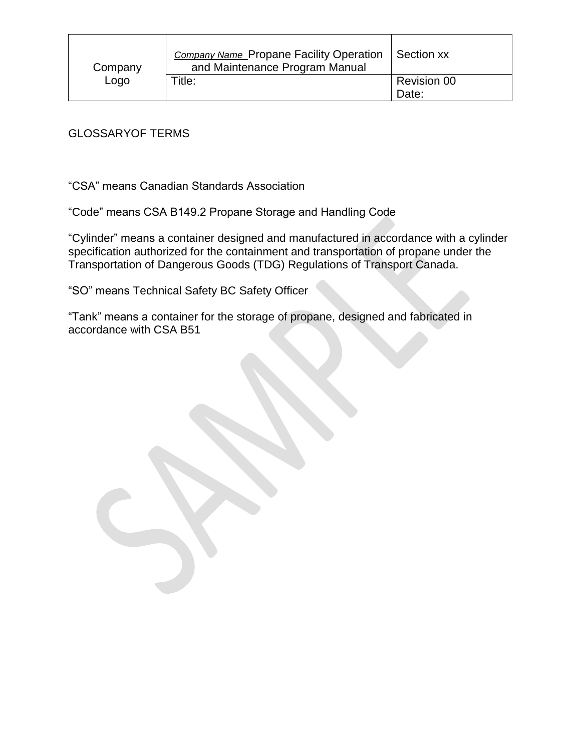GLOSSARYOF TERMS

"CSA" means Canadian Standards Association

"Code" means CSA B149.2 Propane Storage and Handling Code

"Cylinder" means a container designed and manufactured in accordance with a cylinder specification authorized for the containment and transportation of propane under the Transportation of Dangerous Goods (TDG) Regulations of Transport Canada.

"SO" means Technical Safety BC Safety Officer

"Tank" means a container for the storage of propane, designed and fabricated in accordance with CSA B51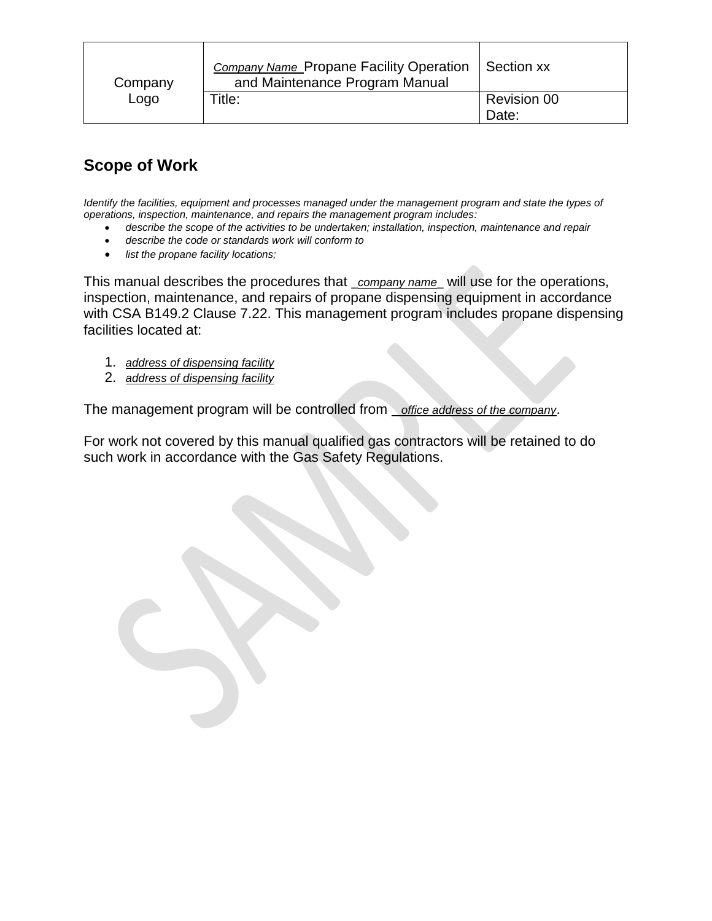| Company Logo | *Company Name* Propane Facility Operation and Maintenance Program Manual | Section xx |
| --- | --- | --- |
| | Title: | Revision 00<br>Date: |

## Scope of Work

*Identify the facilities, equipment and processes managed under the management program and state the types of operations, inspection, maintenance, and repairs the management program includes:*

- *describe the scope of the activities to be undertaken; installation, inspection, maintenance and repair*
- *describe the code or standards work will conform to*
- *list the propane facility locations;*

This manual describes the procedures that _*company name*_ will use for the operations, inspection, maintenance, and repairs of propane dispensing equipment in accordance with CSA B149.2 Clause 7.22. This management program includes propane dispensing facilities located at:

1. *address of dispensing facility*
2. *address of dispensing facility*

The management program will be controlled from *office address of the company*.

For work not covered by this manual qualified gas contractors will be retained to do such work in accordance with the Gas Safety Regulations.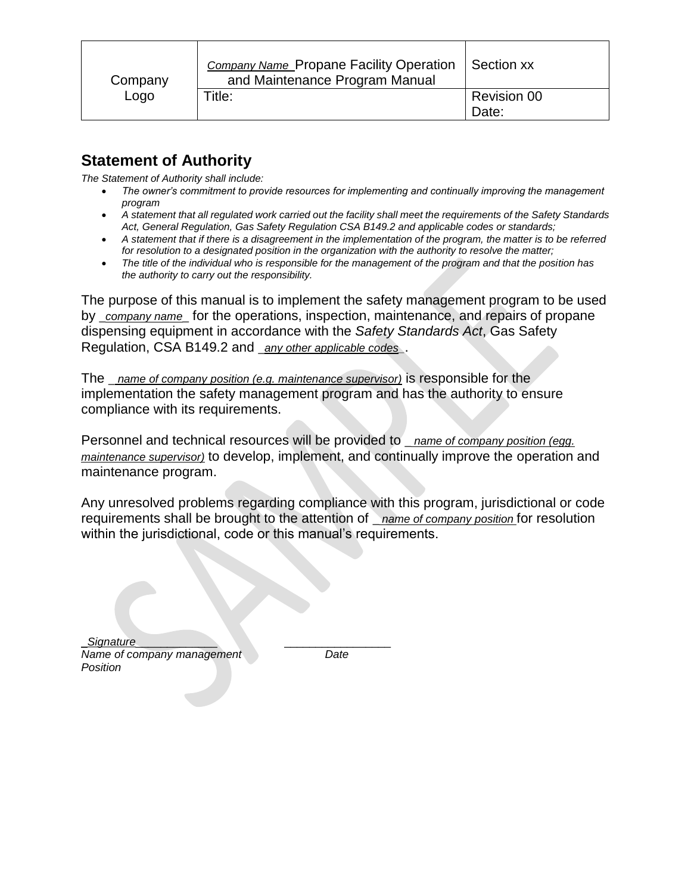| Company Logo | *Company Name* Propane Facility Operation and Maintenance Program Manual | Section xx |
| --- | --- | --- |
| | Title: | Revision 00<br>Date: |

## Statement of Authority

*The Statement of Authority shall include:*

- *The owner's commitment to provide resources for implementing and continually improving the management program*
- *A statement that all regulated work carried out the facility shall meet the requirements of the Safety Standards Act, General Regulation, Gas Safety Regulation CSA B149.2 and applicable codes or standards;*
- *A statement that if there is a disagreement in the implementation of the program, the matter is to be referred for resolution to a designated position in the organization with the authority to resolve the matter;*
- *The title of the individual who is responsible for the management of the program and that the position has the authority to carry out the responsibility.*

The purpose of this manual is to implement the safety management program to be used by _*company name*_ for the operations, inspection, maintenance, and repairs of propane dispensing equipment in accordance with the *Safety Standards Act*, Gas Safety Regulation, CSA B149.2 and _*any other applicable codes*_.

The _*name of company position (e.g. maintenance supervisor)*_ is responsible for the implementation the safety management program and has the authority to ensure compliance with its requirements.

Personnel and technical resources will be provided to _*name of company position (egg. maintenance supervisor)*_ to develop, implement, and continually improve the operation and maintenance program.

Any unresolved problems regarding compliance with this program, jurisdictional or code requirements shall be brought to the attention of _*name of company position*_ for resolution within the jurisdictional, code or this manual's requirements.

_*Signature*_____________ ________________

*Name of company management* *Date*

*Position*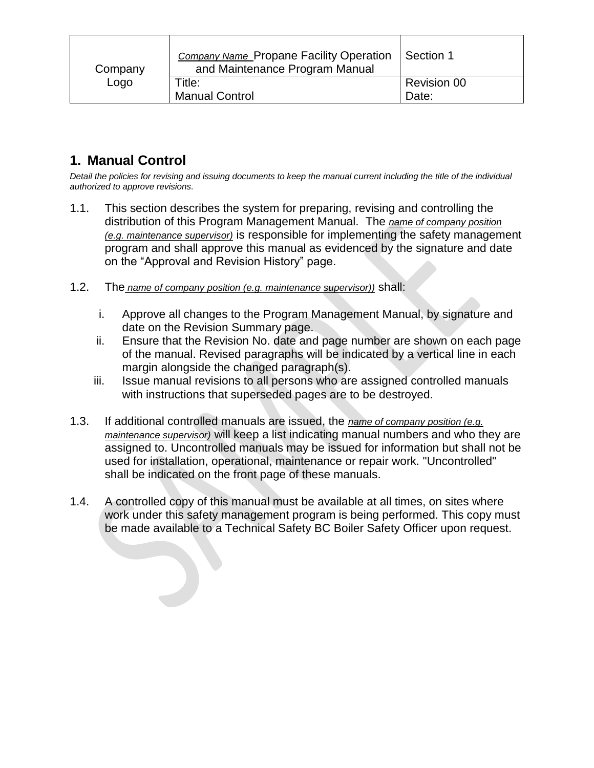| Company Logo | *Company Name* Propane Facility Operation and Maintenance Program Manual | Section 1 |
| --- | --- | --- |
| | Title: Manual Control | Revision 00 Date: |

## 1. Manual Control

*Detail the policies for revising and issuing documents to keep the manual current including the title of the individual authorized to approve revisions.*

1.1. This section describes the system for preparing, revising and controlling the distribution of this Program Management Manual. The *name of company position (e.g. maintenance supervisor)* is responsible for implementing the safety management program and shall approve this manual as evidenced by the signature and date on the "Approval and Revision History" page.

1.2. The *name of company position (e.g. maintenance supervisor))* shall:

   i. Approve all changes to the Program Management Manual, by signature and date on the Revision Summary page.
   ii. Ensure that the Revision No. date and page number are shown on each page of the manual. Revised paragraphs will be indicated by a vertical line in each margin alongside the changed paragraph(s).
   iii. Issue manual revisions to all persons who are assigned controlled manuals with instructions that superseded pages are to be destroyed.

1.3. If additional controlled manuals are issued, the *name of company position (e.g. maintenance supervisor)* will keep a list indicating manual numbers and who they are assigned to. Uncontrolled manuals may be issued for information but shall not be used for installation, operational, maintenance or repair work. "Uncontrolled" shall be indicated on the front page of these manuals.

1.4. A controlled copy of this manual must be available at all times, on sites where work under this safety management program is being performed. This copy must be made available to a Technical Safety BC Boiler Safety Officer upon request.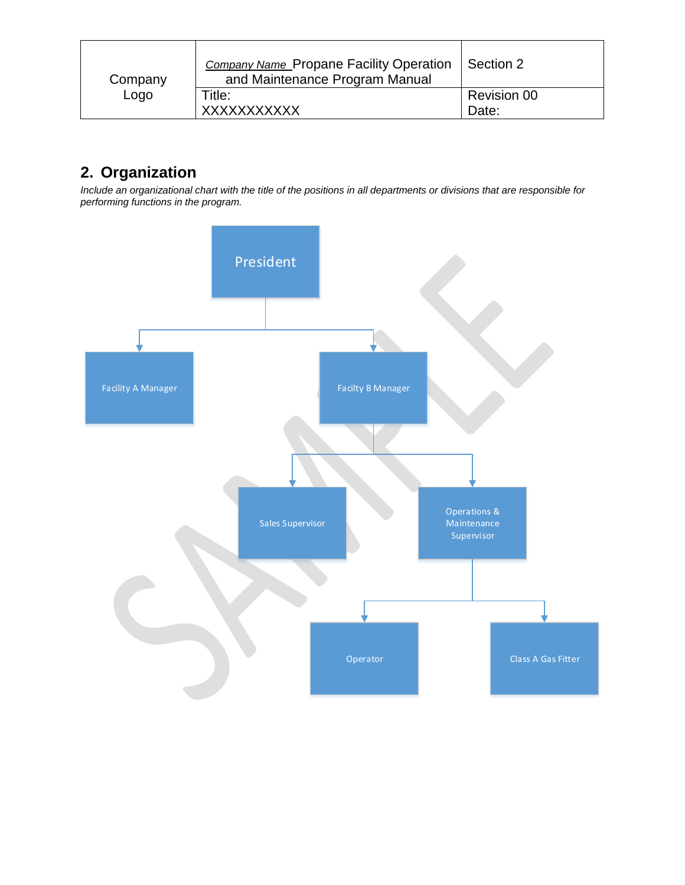## 2. Organization

*Include an organizational chart with the title of the positions in all departments or divisions that are responsible for performing functions in the program.*

- President
  - Facility A Manager
  - Facilty B Manager
    - Sales Supervisor
    - Operations & Maintenance Supervisor
      - Operator
      - Class A Gas Fitter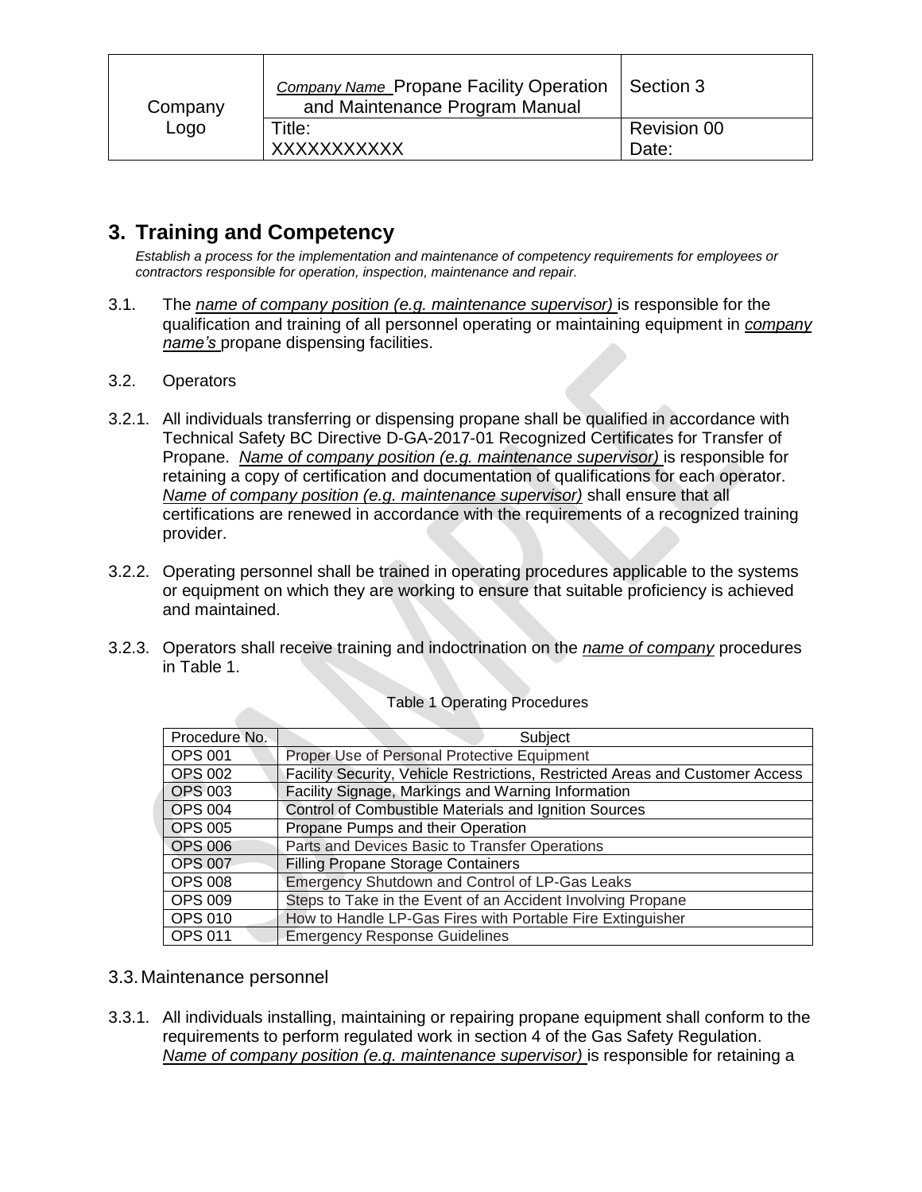# 3. Training and Competency

*Establish a process for the implementation and maintenance of competency requirements for employees or contractors responsible for operation, inspection, maintenance and repair.*

3.1. The *name of company position (e.g. maintenance supervisor)* is responsible for the qualification and training of all personnel operating or maintaining equipment in *company name's* propane dispensing facilities.

3.2. Operators

3.2.1. All individuals transferring or dispensing propane shall be qualified in accordance with Technical Safety BC Directive D-GA-2017-01 Recognized Certificates for Transfer of Propane. *Name of company position (e.g. maintenance supervisor)* is responsible for retaining a copy of certification and documentation of qualifications for each operator. *Name of company position (e.g. maintenance supervisor)* shall ensure that all certifications are renewed in accordance with the requirements of a recognized training provider.

3.2.2. Operating personnel shall be trained in operating procedures applicable to the systems or equipment on which they are working to ensure that suitable proficiency is achieved and maintained.

3.2.3. Operators shall receive training and indoctrination on the *name of company* procedures in Table 1.

Table 1 Operating Procedures

| Procedure No. | Subject |
|---|---|
| OPS 001 | Proper Use of Personal Protective Equipment |
| OPS 002 | Facility Security, Vehicle Restrictions, Restricted Areas and Customer Access |
| OPS 003 | Facility Signage, Markings and Warning Information |
| OPS 004 | Control of Combustible Materials and Ignition Sources |
| OPS 005 | Propane Pumps and their Operation |
| OPS 006 | Parts and Devices Basic to Transfer Operations |
| OPS 007 | Filling Propane Storage Containers |
| OPS 008 | Emergency Shutdown and Control of LP-Gas Leaks |
| OPS 009 | Steps to Take in the Event of an Accident Involving Propane |
| OPS 010 | How to Handle LP-Gas Fires with Portable Fire Extinguisher |
| OPS 011 | Emergency Response Guidelines |

## 3.3. Maintenance personnel

3.3.1. All individuals installing, maintaining or repairing propane equipment shall conform to the requirements to perform regulated work in section 4 of the Gas Safety Regulation. *Name of company position (e.g. maintenance supervisor)* is responsible for retaining a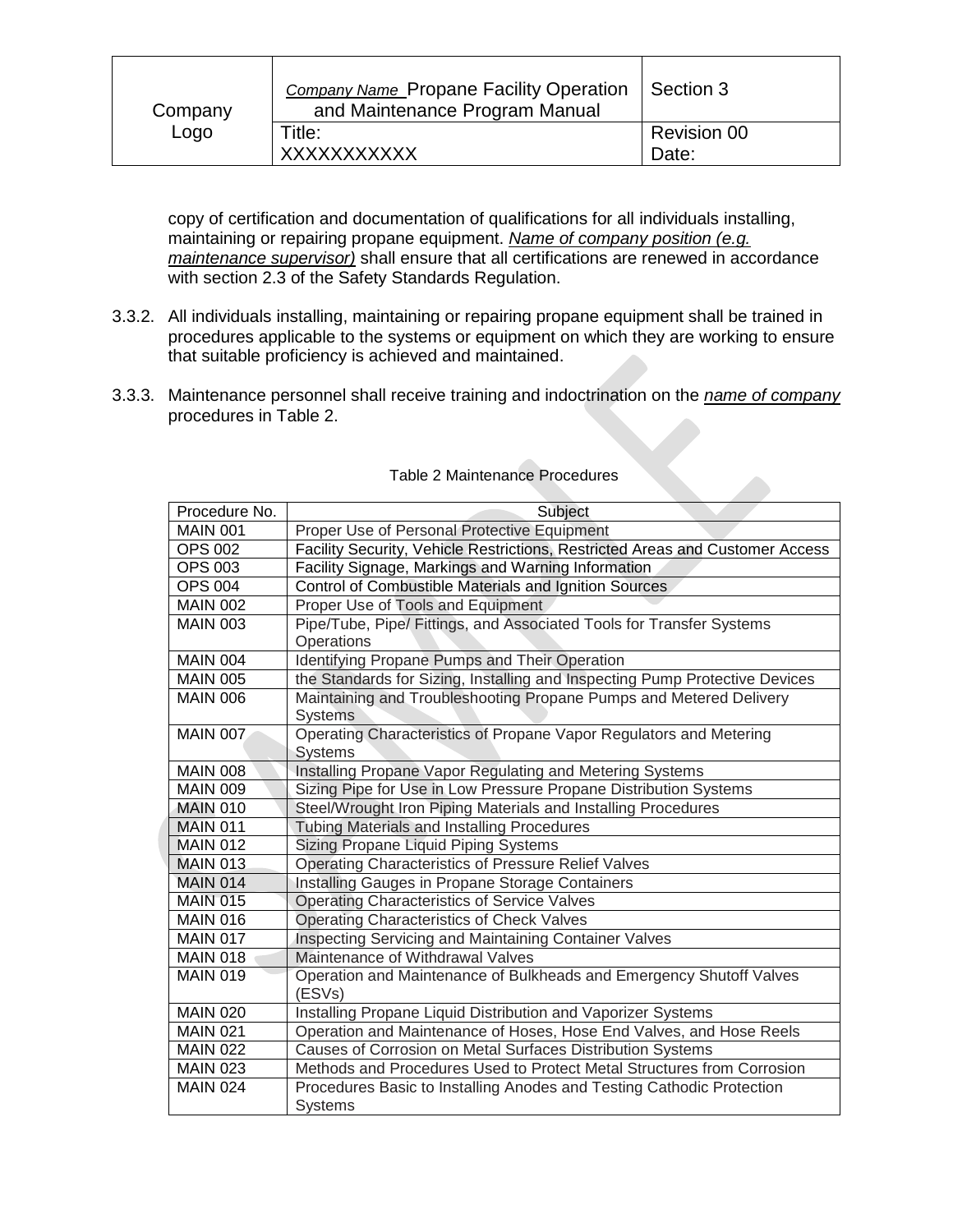copy of certification and documentation of qualifications for all individuals installing, maintaining or repairing propane equipment. _Name of company position (e.g. maintenance supervisor)_ shall ensure that all certifications are renewed in accordance with section 2.3 of the Safety Standards Regulation.

3.3.2. All individuals installing, maintaining or repairing propane equipment shall be trained in procedures applicable to the systems or equipment on which they are working to ensure that suitable proficiency is achieved and maintained.

3.3.3. Maintenance personnel shall receive training and indoctrination on the _name of company_ procedures in Table 2.

Table 2 Maintenance Procedures

| Procedure No. | Subject |
|---|---|
| MAIN 001 | Proper Use of Personal Protective Equipment |
| OPS 002 | Facility Security, Vehicle Restrictions, Restricted Areas and Customer Access |
| OPS 003 | Facility Signage, Markings and Warning Information |
| OPS 004 | Control of Combustible Materials and Ignition Sources |
| MAIN 002 | Proper Use of Tools and Equipment |
| MAIN 003 | Pipe/Tube, Pipe/ Fittings, and Associated Tools for Transfer Systems Operations |
| MAIN 004 | Identifying Propane Pumps and Their Operation |
| MAIN 005 | the Standards for Sizing, Installing and Inspecting Pump Protective Devices |
| MAIN 006 | Maintaining and Troubleshooting Propane Pumps and Metered Delivery Systems |
| MAIN 007 | Operating Characteristics of Propane Vapor Regulators and Metering Systems |
| MAIN 008 | Installing Propane Vapor Regulating and Metering Systems |
| MAIN 009 | Sizing Pipe for Use in Low Pressure Propane Distribution Systems |
| MAIN 010 | Steel/Wrought Iron Piping Materials and Installing Procedures |
| MAIN 011 | Tubing Materials and Installing Procedures |
| MAIN 012 | Sizing Propane Liquid Piping Systems |
| MAIN 013 | Operating Characteristics of Pressure Relief Valves |
| MAIN 014 | Installing Gauges in Propane Storage Containers |
| MAIN 015 | Operating Characteristics of Service Valves |
| MAIN 016 | Operating Characteristics of Check Valves |
| MAIN 017 | Inspecting Servicing and Maintaining Container Valves |
| MAIN 018 | Maintenance of Withdrawal Valves |
| MAIN 019 | Operation and Maintenance of Bulkheads and Emergency Shutoff Valves (ESVs) |
| MAIN 020 | Installing Propane Liquid Distribution and Vaporizer Systems |
| MAIN 021 | Operation and Maintenance of Hoses, Hose End Valves, and Hose Reels |
| MAIN 022 | Causes of Corrosion on Metal Surfaces Distribution Systems |
| MAIN 023 | Methods and Procedures Used to Protect Metal Structures from Corrosion |
| MAIN 024 | Procedures Basic to Installing Anodes and Testing Cathodic Protection Systems |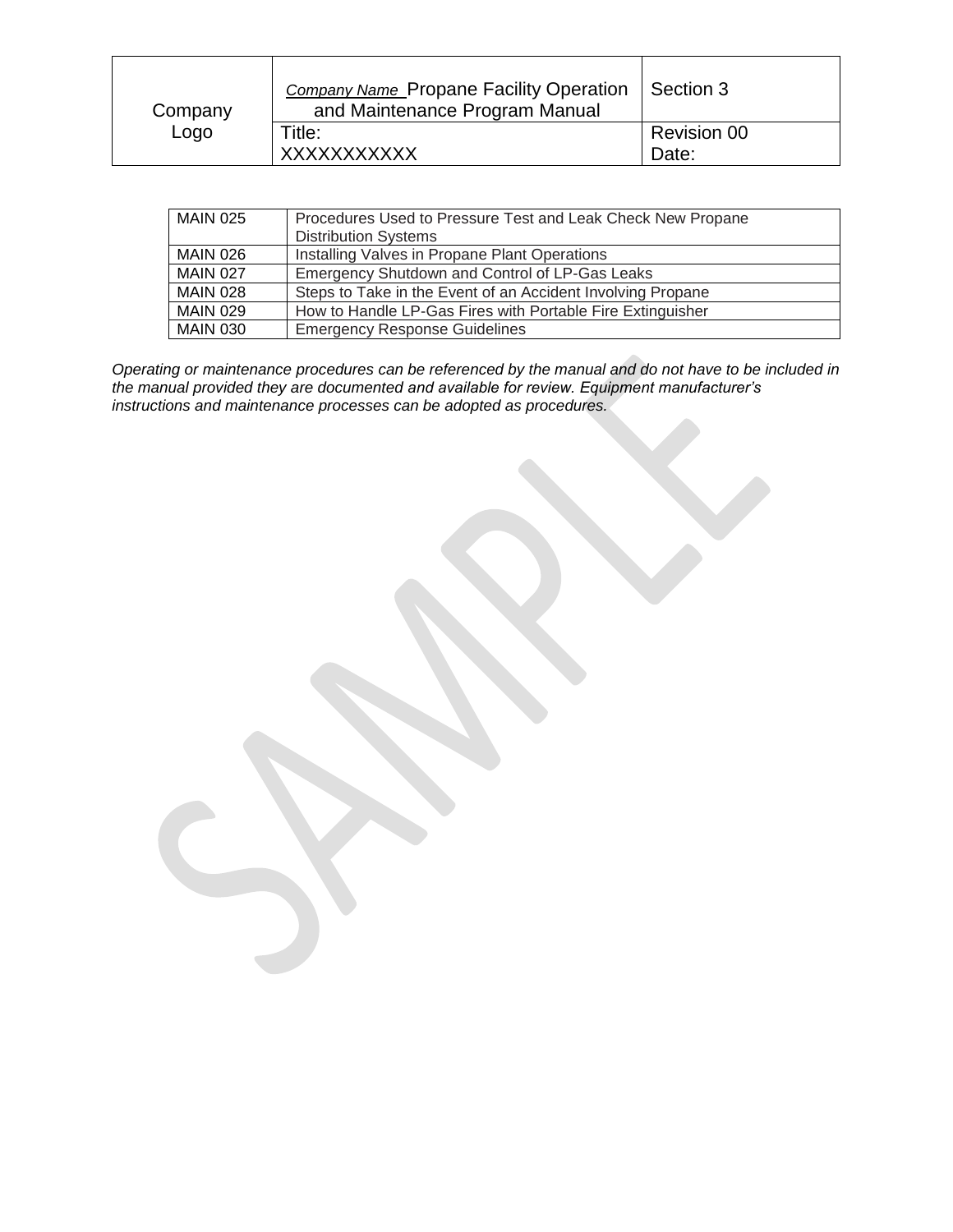| MAIN 025 | Procedures Used to Pressure Test and Leak Check New Propane Distribution Systems |
|---|---|
| MAIN 026 | Installing Valves in Propane Plant Operations |
| MAIN 027 | Emergency Shutdown and Control of LP-Gas Leaks |
| MAIN 028 | Steps to Take in the Event of an Accident Involving Propane |
| MAIN 029 | How to Handle LP-Gas Fires with Portable Fire Extinguisher |
| MAIN 030 | Emergency Response Guidelines |

*Operating or maintenance procedures can be referenced by the manual and do not have to be included in the manual provided they are documented and available for review. Equipment manufacturer's instructions and maintenance processes can be adopted as procedures.*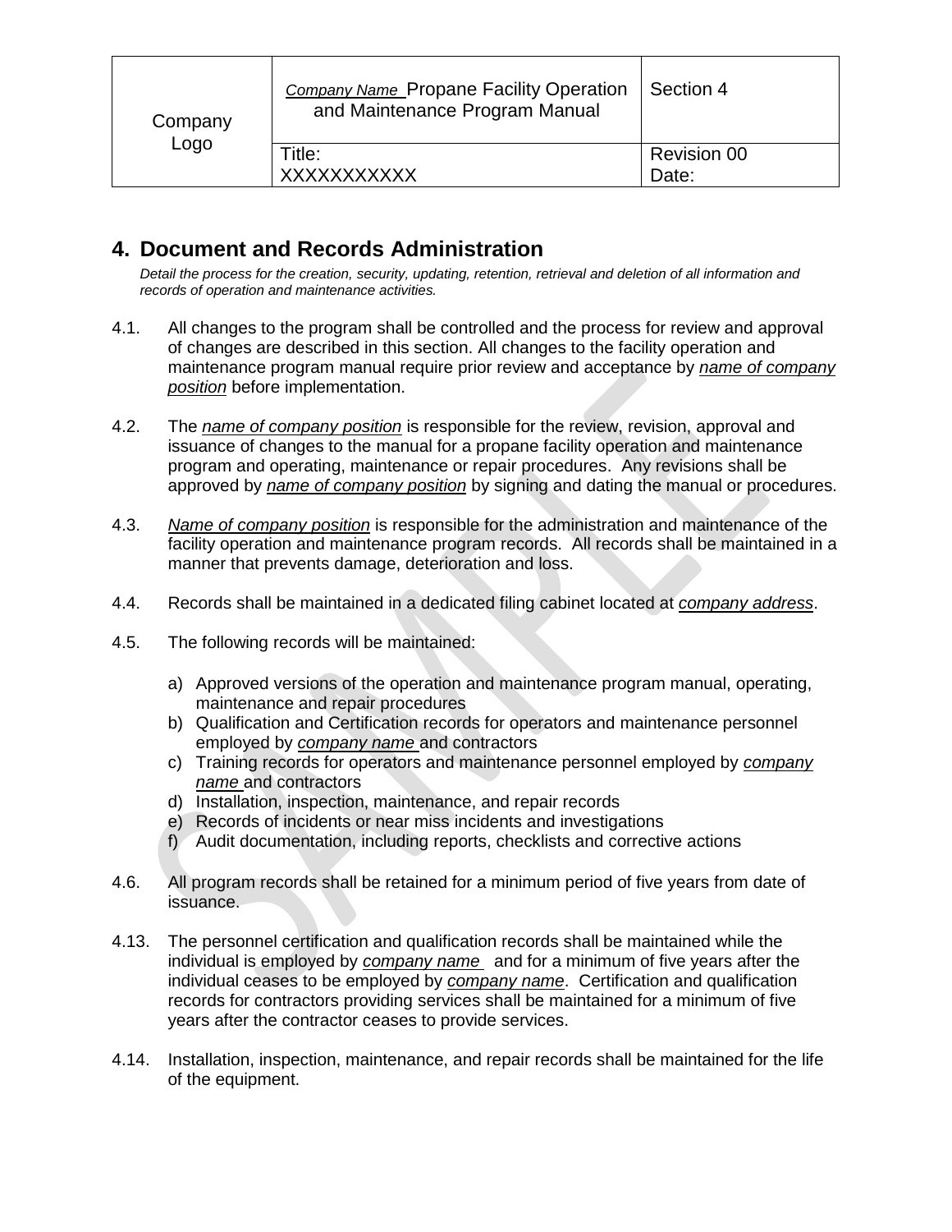| Company Logo | *Company Name* Propane Facility Operation and Maintenance Program Manual | Section 4 |
|---|---|---|
| | Title: XXXXXXXXXXX | Revision 00 Date: |

# 4. Document and Records Administration

*Detail the process for the creation, security, updating, retention, retrieval and deletion of all information and records of operation and maintenance activities.*

4.1. All changes to the program shall be controlled and the process for review and approval of changes are described in this section. All changes to the facility operation and maintenance program manual require prior review and acceptance by *name of company position* before implementation.

4.2. The *name of company position* is responsible for the review, revision, approval and issuance of changes to the manual for a propane facility operation and maintenance program and operating, maintenance or repair procedures. Any revisions shall be approved by *name of company position* by signing and dating the manual or procedures.

4.3. *Name of company position* is responsible for the administration and maintenance of the facility operation and maintenance program records. All records shall be maintained in a manner that prevents damage, deterioration and loss.

4.4. Records shall be maintained in a dedicated filing cabinet located at *company address*.

4.5. The following records will be maintained:

a) Approved versions of the operation and maintenance program manual, operating, maintenance and repair procedures
b) Qualification and Certification records for operators and maintenance personnel employed by *company name* and contractors
c) Training records for operators and maintenance personnel employed by *company name* and contractors
d) Installation, inspection, maintenance, and repair records
e) Records of incidents or near miss incidents and investigations
f) Audit documentation, including reports, checklists and corrective actions

4.6. All program records shall be retained for a minimum period of five years from date of issuance.

4.13. The personnel certification and qualification records shall be maintained while the individual is employed by *company name* and for a minimum of five years after the individual ceases to be employed by *company name*. Certification and qualification records for contractors providing services shall be maintained for a minimum of five years after the contractor ceases to provide services.

4.14. Installation, inspection, maintenance, and repair records shall be maintained for the life of the equipment.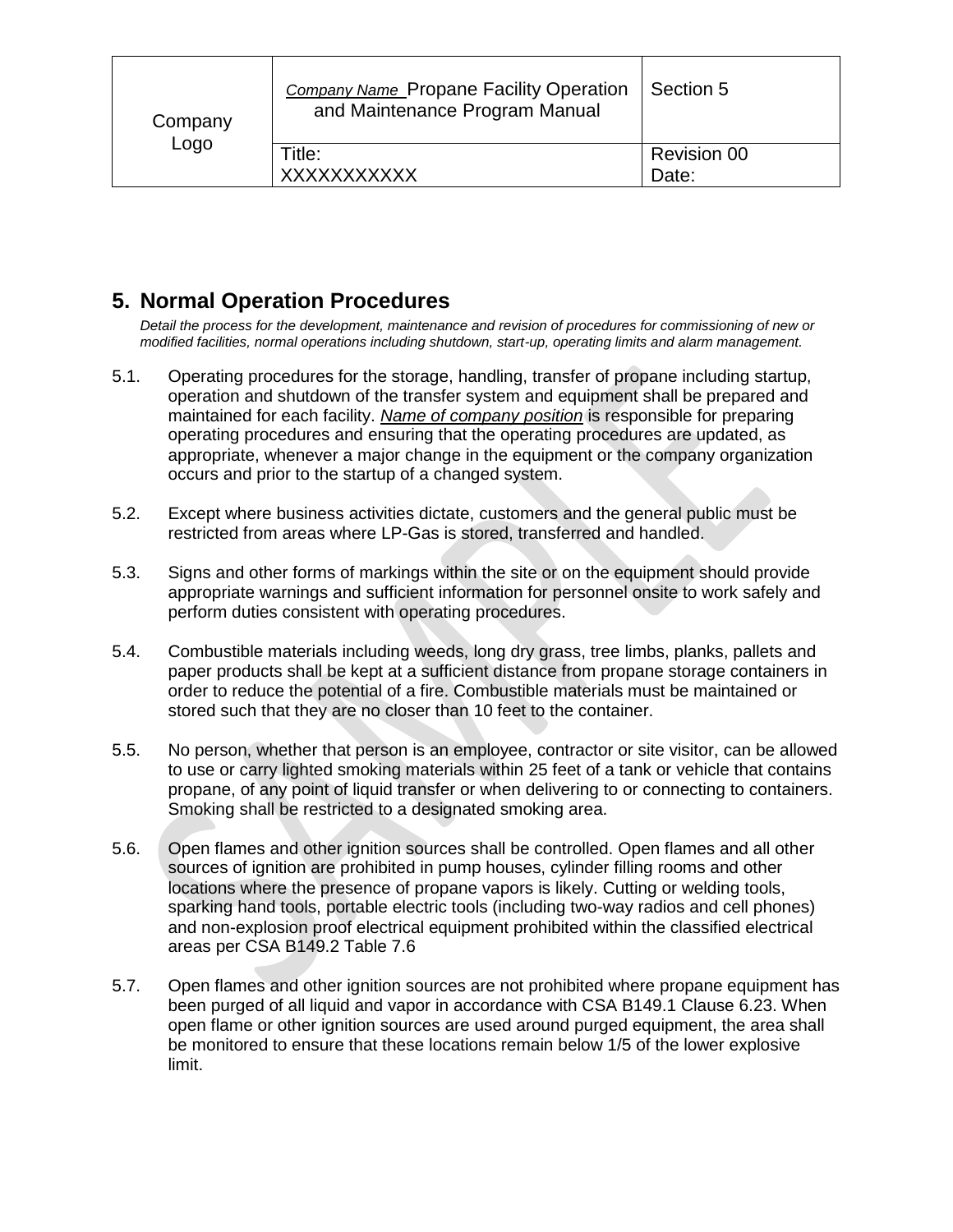# 5. Normal Operation Procedures

*Detail the process for the development, maintenance and revision of procedures for commissioning of new or modified facilities, normal operations including shutdown, start-up, operating limits and alarm management.*

5.1. Operating procedures for the storage, handling, transfer of propane including startup, operation and shutdown of the transfer system and equipment shall be prepared and maintained for each facility. *Name of company position* is responsible for preparing operating procedures and ensuring that the operating procedures are updated, as appropriate, whenever a major change in the equipment or the company organization occurs and prior to the startup of a changed system.

5.2. Except where business activities dictate, customers and the general public must be restricted from areas where LP-Gas is stored, transferred and handled.

5.3. Signs and other forms of markings within the site or on the equipment should provide appropriate warnings and sufficient information for personnel onsite to work safely and perform duties consistent with operating procedures.

5.4. Combustible materials including weeds, long dry grass, tree limbs, planks, pallets and paper products shall be kept at a sufficient distance from propane storage containers in order to reduce the potential of a fire. Combustible materials must be maintained or stored such that they are no closer than 10 feet to the container.

5.5. No person, whether that person is an employee, contractor or site visitor, can be allowed to use or carry lighted smoking materials within 25 feet of a tank or vehicle that contains propane, of any point of liquid transfer or when delivering to or connecting to containers. Smoking shall be restricted to a designated smoking area.

5.6. Open flames and other ignition sources shall be controlled. Open flames and all other sources of ignition are prohibited in pump houses, cylinder filling rooms and other locations where the presence of propane vapors is likely. Cutting or welding tools, sparking hand tools, portable electric tools (including two-way radios and cell phones) and non-explosion proof electrical equipment prohibited within the classified electrical areas per CSA B149.2 Table 7.6

5.7. Open flames and other ignition sources are not prohibited where propane equipment has been purged of all liquid and vapor in accordance with CSA B149.1 Clause 6.23. When open flame or other ignition sources are used around purged equipment, the area shall be monitored to ensure that these locations remain below 1/5 of the lower explosive limit.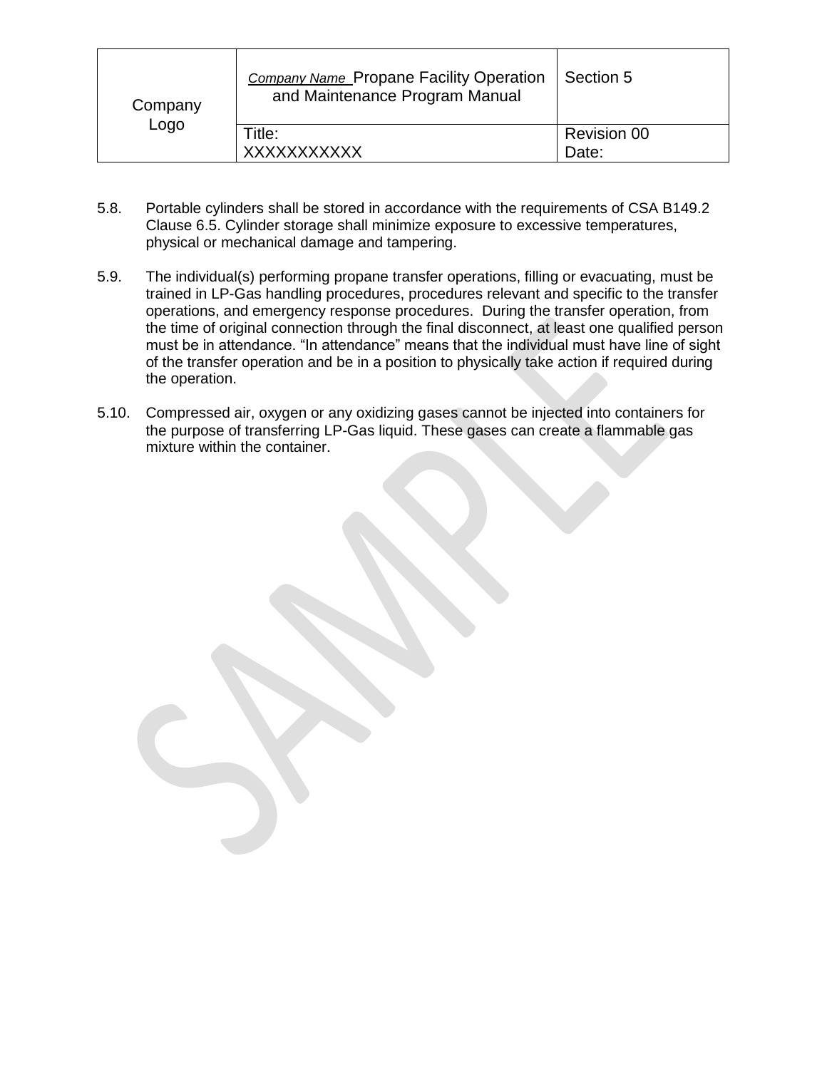5.8. Portable cylinders shall be stored in accordance with the requirements of CSA B149.2 Clause 6.5. Cylinder storage shall minimize exposure to excessive temperatures, physical or mechanical damage and tampering.

5.9. The individual(s) performing propane transfer operations, filling or evacuating, must be trained in LP-Gas handling procedures, procedures relevant and specific to the transfer operations, and emergency response procedures. During the transfer operation, from the time of original connection through the final disconnect, at least one qualified person must be in attendance. "In attendance" means that the individual must have line of sight of the transfer operation and be in a position to physically take action if required during the operation.

5.10. Compressed air, oxygen or any oxidizing gases cannot be injected into containers for the purpose of transferring LP-Gas liquid. These gases can create a flammable gas mixture within the container.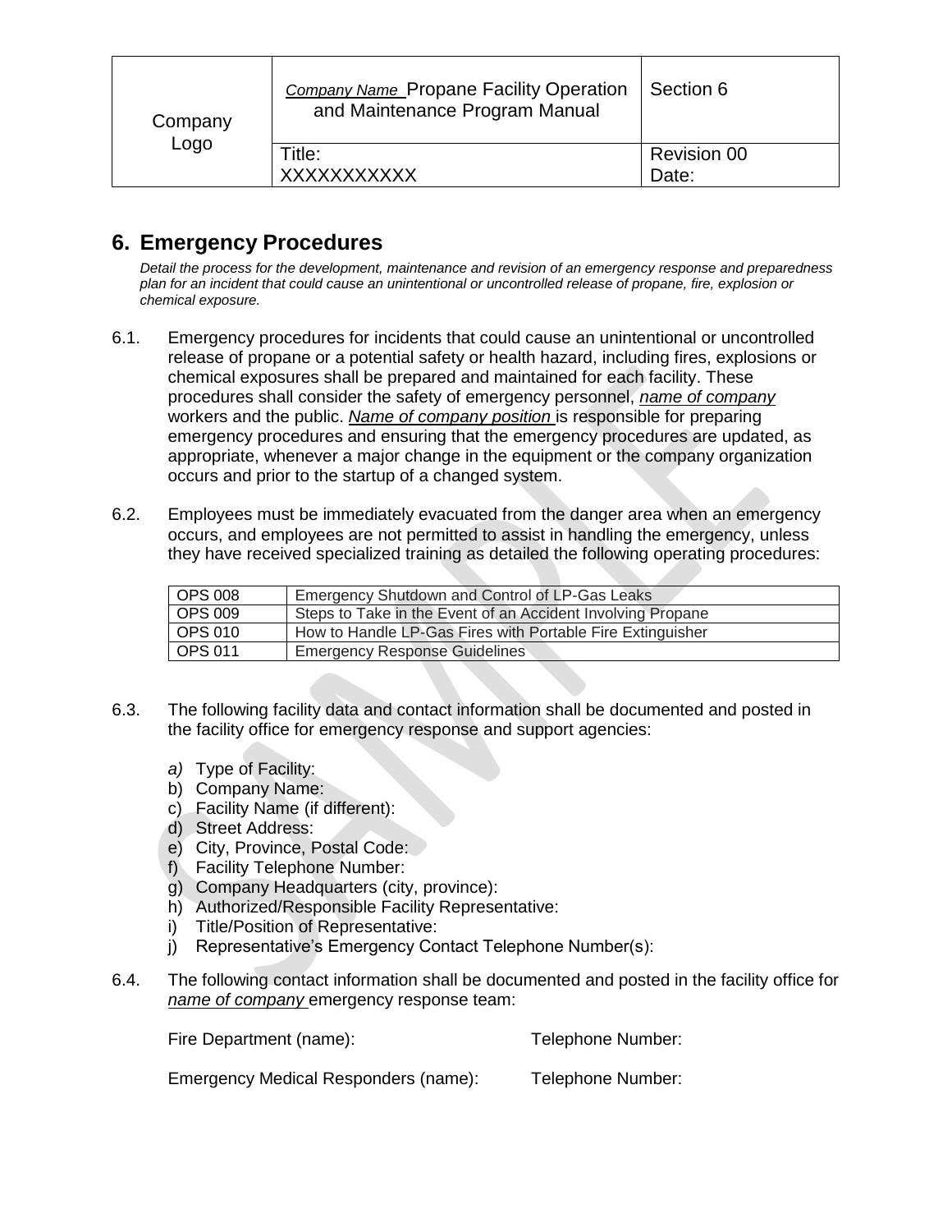# 6. Emergency Procedures

*Detail the process for the development, maintenance and revision of an emergency response and preparedness plan for an incident that could cause an unintentional or uncontrolled release of propane, fire, explosion or chemical exposure.*

6.1. Emergency procedures for incidents that could cause an unintentional or uncontrolled release of propane or a potential safety or health hazard, including fires, explosions or chemical exposures shall be prepared and maintained for each facility. These procedures shall consider the safety of emergency personnel, *name of company* workers and the public. *Name of company position* is responsible for preparing emergency procedures and ensuring that the emergency procedures are updated, as appropriate, whenever a major change in the equipment or the company organization occurs and prior to the startup of a changed system.

6.2. Employees must be immediately evacuated from the danger area when an emergency occurs, and employees are not permitted to assist in handling the emergency, unless they have received specialized training as detailed the following operating procedures:

| | |
|---|---|
| OPS 008 | Emergency Shutdown and Control of LP-Gas Leaks |
| OPS 009 | Steps to Take in the Event of an Accident Involving Propane |
| OPS 010 | How to Handle LP-Gas Fires with Portable Fire Extinguisher |
| OPS 011 | Emergency Response Guidelines |

6.3. The following facility data and contact information shall be documented and posted in the facility office for emergency response and support agencies:

a) Type of Facility:
b) Company Name:
c) Facility Name (if different):
d) Street Address:
e) City, Province, Postal Code:
f) Facility Telephone Number:
g) Company Headquarters (city, province):
h) Authorized/Responsible Facility Representative:
i) Title/Position of Representative:
j) Representative's Emergency Contact Telephone Number(s):

6.4. The following contact information shall be documented and posted in the facility office for *name of company* emergency response team:

Fire Department (name): Telephone Number:

Emergency Medical Responders (name): Telephone Number: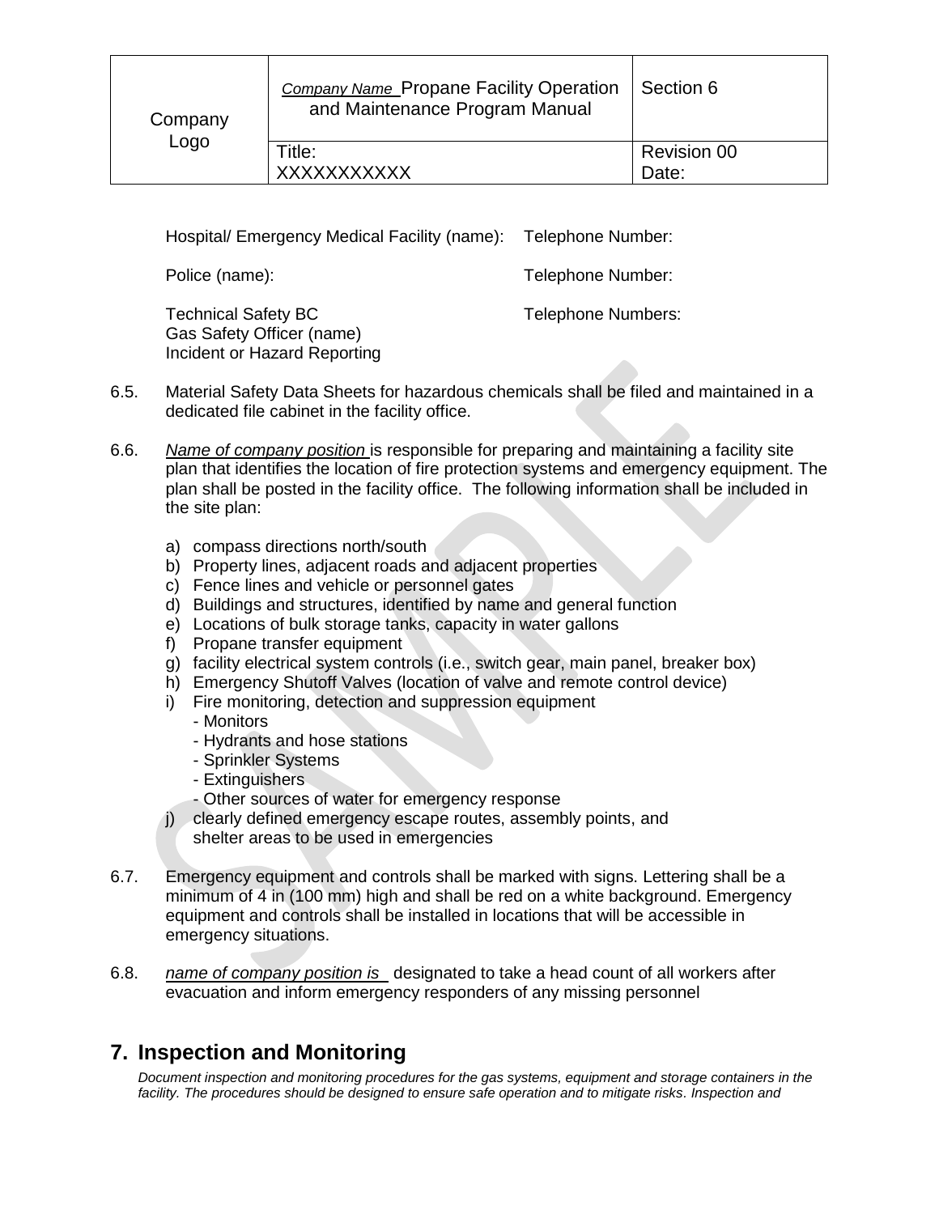| Hospital/ Emergency Medical Facility (name): | Telephone Number: |
| --- | --- |
| Police (name): | Telephone Number: |
| Technical Safety BC<br>Gas Safety Officer (name)<br>Incident or Hazard Reporting | Telephone Numbers: |

6.5. Material Safety Data Sheets for hazardous chemicals shall be filed and maintained in a dedicated file cabinet in the facility office.

6.6. *Name of company position* is responsible for preparing and maintaining a facility site plan that identifies the location of fire protection systems and emergency equipment. The plan shall be posted in the facility office. The following information shall be included in the site plan:

a) compass directions north/south
b) Property lines, adjacent roads and adjacent properties
c) Fence lines and vehicle or personnel gates
d) Buildings and structures, identified by name and general function
e) Locations of bulk storage tanks, capacity in water gallons
f) Propane transfer equipment
g) facility electrical system controls (i.e., switch gear, main panel, breaker box)
h) Emergency Shutoff Valves (location of valve and remote control device)
i) Fire monitoring, detection and suppression equipment
   - Monitors
   - Hydrants and hose stations
   - Sprinkler Systems
   - Extinguishers
   - Other sources of water for emergency response
j) clearly defined emergency escape routes, assembly points, and shelter areas to be used in emergencies

6.7. Emergency equipment and controls shall be marked with signs. Lettering shall be a minimum of 4 in (100 mm) high and shall be red on a white background. Emergency equipment and controls shall be installed in locations that will be accessible in emergency situations.

6.8. *name of company position is* designated to take a head count of all workers after evacuation and inform emergency responders of any missing personnel

## 7. Inspection and Monitoring

*Document inspection and monitoring procedures for the gas systems, equipment and storage containers in the facility. The procedures should be designed to ensure safe operation and to mitigate risks. Inspection and*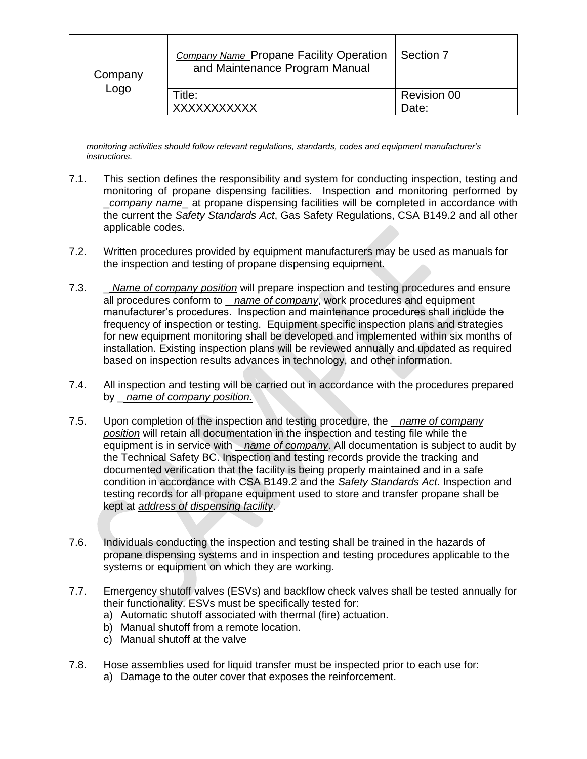*monitoring activities should follow relevant regulations, standards, codes and equipment manufacturer's instructions.*

7.1. This section defines the responsibility and system for conducting inspection, testing and monitoring of propane dispensing facilities. Inspection and monitoring performed by _*company name*_ at propane dispensing facilities will be completed in accordance with the current the *Safety Standards Act*, Gas Safety Regulations, CSA B149.2 and all other applicable codes.

7.2. Written procedures provided by equipment manufacturers may be used as manuals for the inspection and testing of propane dispensing equipment.

7.3. _*Name of company position* will prepare inspection and testing procedures and ensure all procedures conform to _*name of company*, work procedures and equipment manufacturer's procedures. Inspection and maintenance procedures shall include the frequency of inspection or testing. Equipment specific inspection plans and strategies for new equipment monitoring shall be developed and implemented within six months of installation. Existing inspection plans will be reviewed annually and updated as required based on inspection results advances in technology, and other information.

7.4. All inspection and testing will be carried out in accordance with the procedures prepared by _*name of company position.*

7.5. Upon completion of the inspection and testing procedure, the _*name of company position* will retain all documentation in the inspection and testing file while the equipment is in service with _*name of company*. All documentation is subject to audit by the Technical Safety BC. Inspection and testing records provide the tracking and documented verification that the facility is being properly maintained and in a safe condition in accordance with CSA B149.2 and the *Safety Standards Act*. Inspection and testing records for all propane equipment used to store and transfer propane shall be kept at *address of dispensing facility*.

7.6. Individuals conducting the inspection and testing shall be trained in the hazards of propane dispensing systems and in inspection and testing procedures applicable to the systems or equipment on which they are working.

7.7. Emergency shutoff valves (ESVs) and backflow check valves shall be tested annually for their functionality. ESVs must be specifically tested for:

a) Automatic shutoff associated with thermal (fire) actuation.
b) Manual shutoff from a remote location.
c) Manual shutoff at the valve

7.8. Hose assemblies used for liquid transfer must be inspected prior to each use for:

a) Damage to the outer cover that exposes the reinforcement.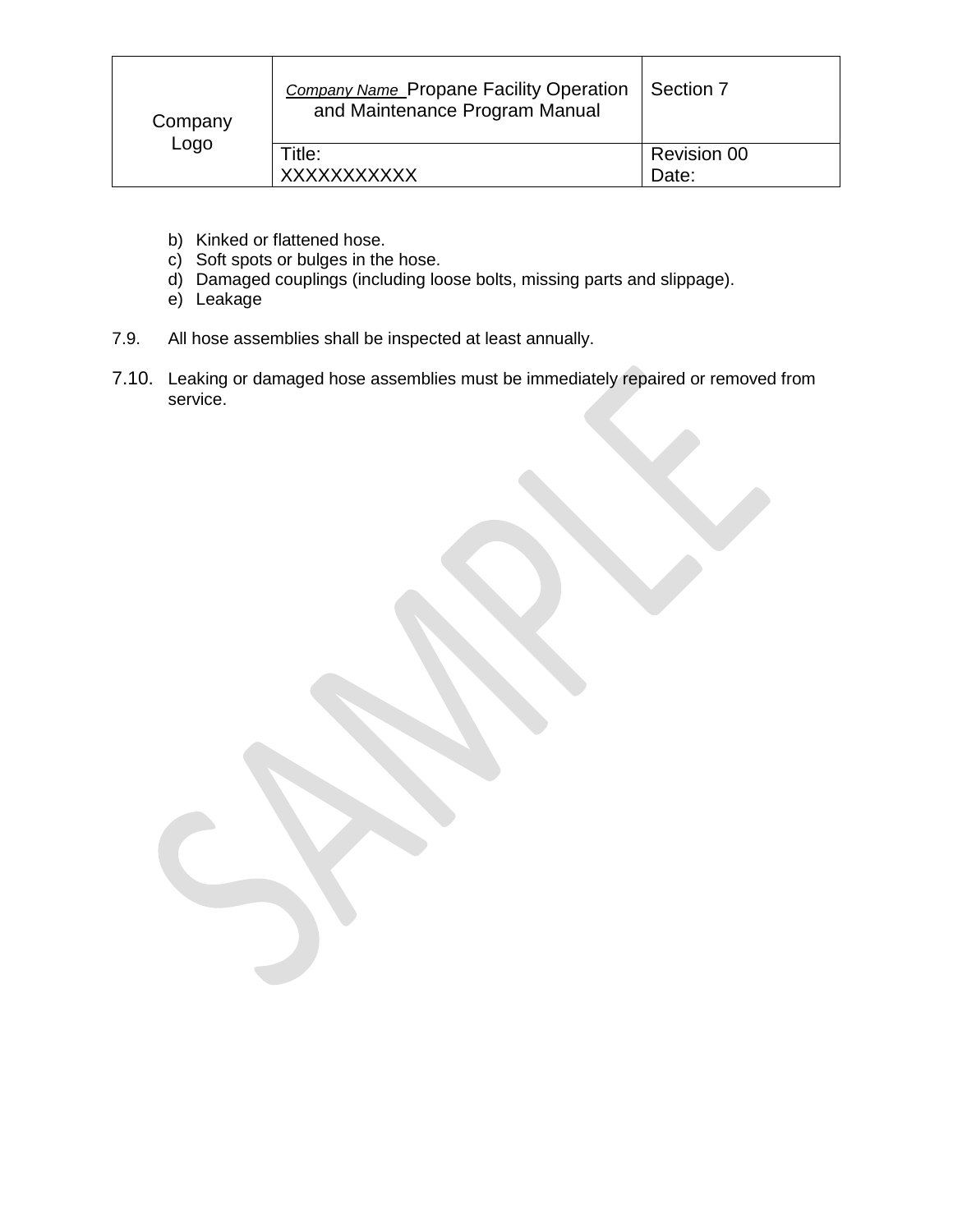b) Kinked or flattened hose.
c) Soft spots or bulges in the hose.
d) Damaged couplings (including loose bolts, missing parts and slippage).
e) Leakage

7.9. All hose assemblies shall be inspected at least annually.

7.10. Leaking or damaged hose assemblies must be immediately repaired or removed from service.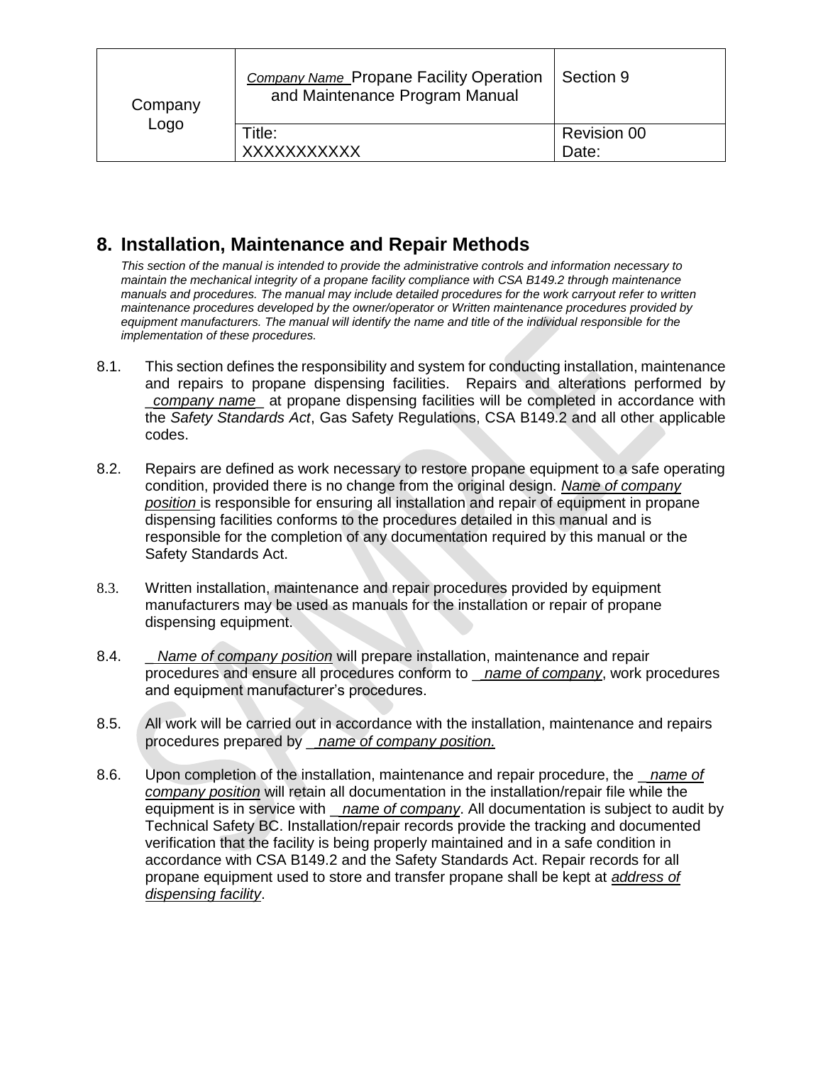## 8. Installation, Maintenance and Repair Methods

*This section of the manual is intended to provide the administrative controls and information necessary to maintain the mechanical integrity of a propane facility compliance with CSA B149.2 through maintenance manuals and procedures. The manual may include detailed procedures for the work carryout refer to written maintenance procedures developed by the owner/operator or Written maintenance procedures provided by equipment manufacturers. The manual will identify the name and title of the individual responsible for the implementation of these procedures.*

8.1. This section defines the responsibility and system for conducting installation, maintenance and repairs to propane dispensing facilities. Repairs and alterations performed by _*company name*_ at propane dispensing facilities will be completed in accordance with the *Safety Standards Act*, Gas Safety Regulations, CSA B149.2 and all other applicable codes.

8.2. Repairs are defined as work necessary to restore propane equipment to a safe operating condition, provided there is no change from the original design. *Name of company position* is responsible for ensuring all installation and repair of equipment in propane dispensing facilities conforms to the procedures detailed in this manual and is responsible for the completion of any documentation required by this manual or the Safety Standards Act.

8.3. Written installation, maintenance and repair procedures provided by equipment manufacturers may be used as manuals for the installation or repair of propane dispensing equipment.

8.4. _*Name of company position* will prepare installation, maintenance and repair procedures and ensure all procedures conform to _*name of company*, work procedures and equipment manufacturer's procedures.

8.5. All work will be carried out in accordance with the installation, maintenance and repairs procedures prepared by _*name of company position.*

8.6. Upon completion of the installation, maintenance and repair procedure, the _*name of company position* will retain all documentation in the installation/repair file while the equipment is in service with _*name of company*. All documentation is subject to audit by Technical Safety BC. Installation/repair records provide the tracking and documented verification that the facility is being properly maintained and in a safe condition in accordance with CSA B149.2 and the Safety Standards Act. Repair records for all propane equipment used to store and transfer propane shall be kept at *address of dispensing facility*.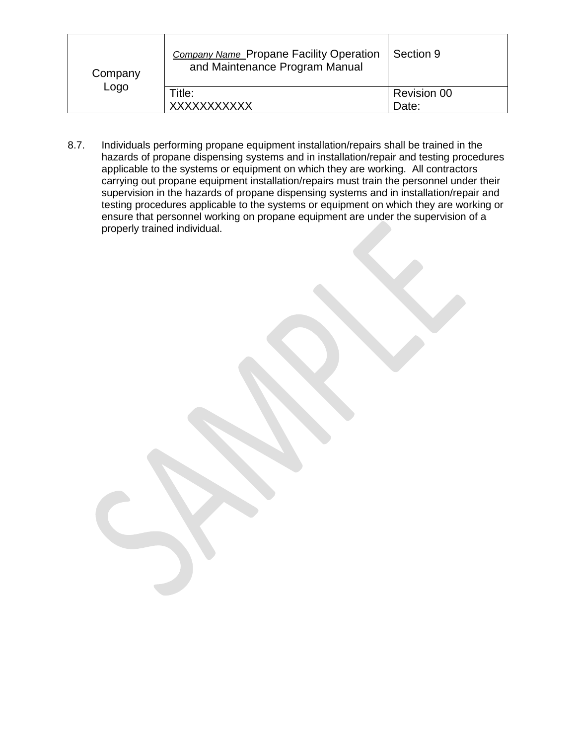8.7. Individuals performing propane equipment installation/repairs shall be trained in the hazards of propane dispensing systems and in installation/repair and testing procedures applicable to the systems or equipment on which they are working. All contractors carrying out propane equipment installation/repairs must train the personnel under their supervision in the hazards of propane dispensing systems and in installation/repair and testing procedures applicable to the systems or equipment on which they are working or ensure that personnel working on propane equipment are under the supervision of a properly trained individual.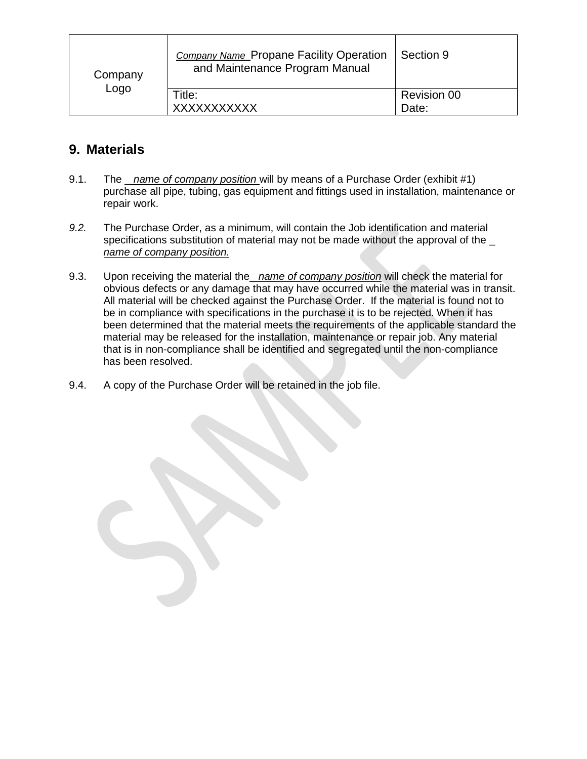## 9. Materials

9.1. The *name of company position* will by means of a Purchase Order (exhibit #1) purchase all pipe, tubing, gas equipment and fittings used in installation, maintenance or repair work.

*9.2.* The Purchase Order, as a minimum, will contain the Job identification and material specifications substitution of material may not be made without the approval of the *name of company position.*

9.3. Upon receiving the material the *name of company position* will check the material for obvious defects or any damage that may have occurred while the material was in transit. All material will be checked against the Purchase Order. If the material is found not to be in compliance with specifications in the purchase it is to be rejected. When it has been determined that the material meets the requirements of the applicable standard the material may be released for the installation, maintenance or repair job. Any material that is in non-compliance shall be identified and segregated until the non-compliance has been resolved.

9.4. A copy of the Purchase Order will be retained in the job file.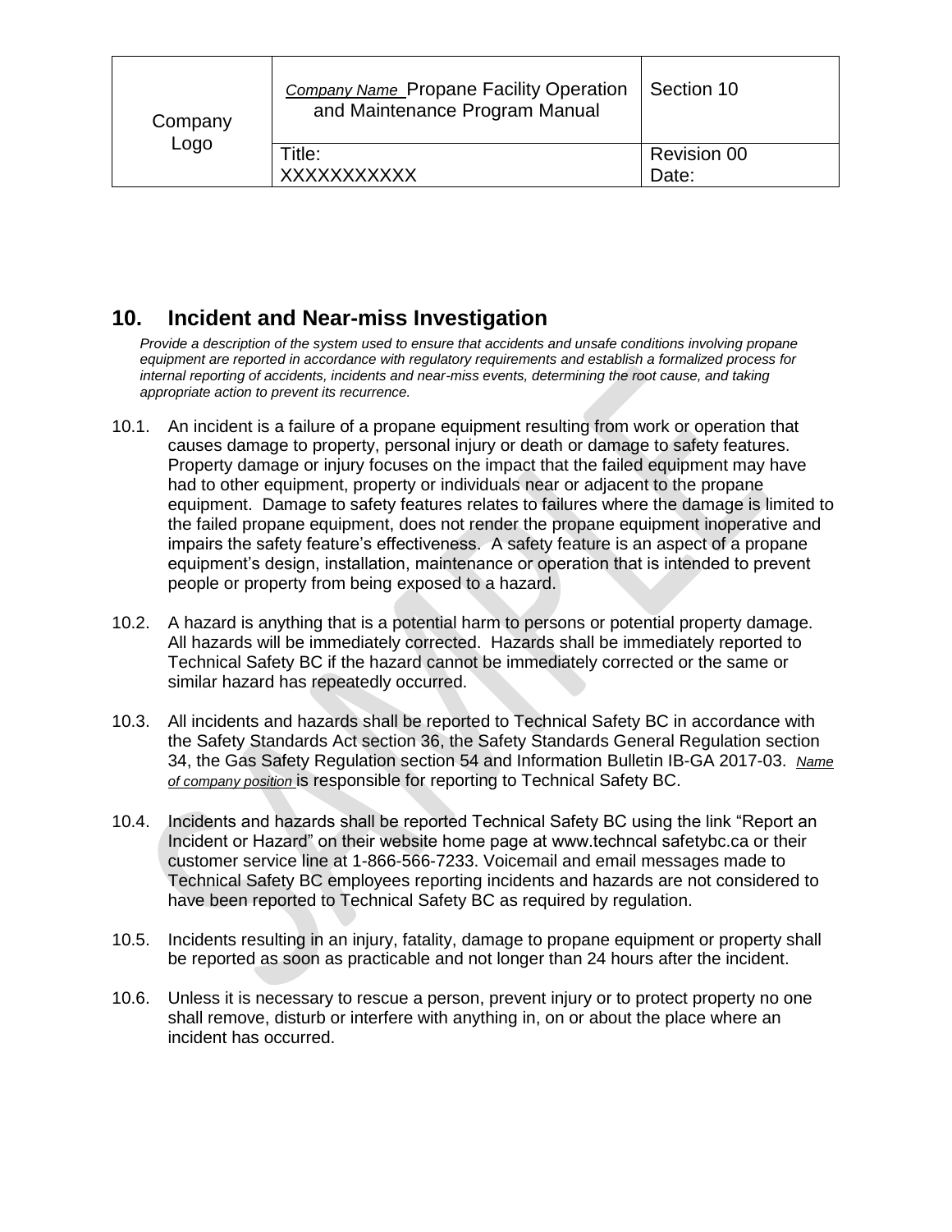## 10. Incident and Near-miss Investigation

*Provide a description of the system used to ensure that accidents and unsafe conditions involving propane equipment are reported in accordance with regulatory requirements and establish a formalized process for internal reporting of accidents, incidents and near-miss events, determining the root cause, and taking appropriate action to prevent its recurrence.*

10.1. An incident is a failure of a propane equipment resulting from work or operation that causes damage to property, personal injury or death or damage to safety features. Property damage or injury focuses on the impact that the failed equipment may have had to other equipment, property or individuals near or adjacent to the propane equipment. Damage to safety features relates to failures where the damage is limited to the failed propane equipment, does not render the propane equipment inoperative and impairs the safety feature's effectiveness. A safety feature is an aspect of a propane equipment's design, installation, maintenance or operation that is intended to prevent people or property from being exposed to a hazard.

10.2. A hazard is anything that is a potential harm to persons or potential property damage. All hazards will be immediately corrected. Hazards shall be immediately reported to Technical Safety BC if the hazard cannot be immediately corrected or the same or similar hazard has repeatedly occurred.

10.3. All incidents and hazards shall be reported to Technical Safety BC in accordance with the Safety Standards Act section 36, the Safety Standards General Regulation section 34, the Gas Safety Regulation section 54 and Information Bulletin IB-GA 2017-03. *Name of company position* is responsible for reporting to Technical Safety BC.

10.4. Incidents and hazards shall be reported Technical Safety BC using the link "Report an Incident or Hazard" on their website home page at www.techncal safetybc.ca or their customer service line at 1-866-566-7233. Voicemail and email messages made to Technical Safety BC employees reporting incidents and hazards are not considered to have been reported to Technical Safety BC as required by regulation.

10.5. Incidents resulting in an injury, fatality, damage to propane equipment or property shall be reported as soon as practicable and not longer than 24 hours after the incident.

10.6. Unless it is necessary to rescue a person, prevent injury or to protect property no one shall remove, disturb or interfere with anything in, on or about the place where an incident has occurred.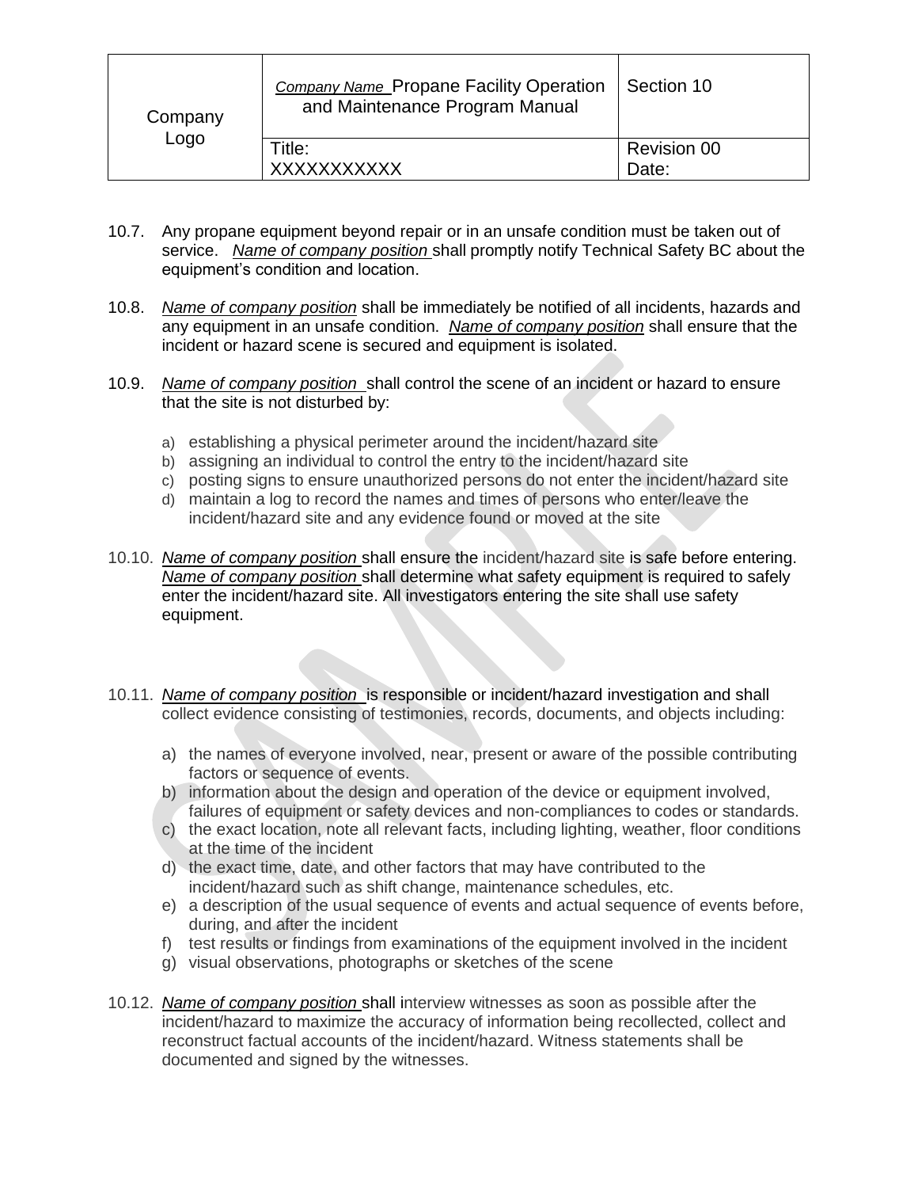10.7. Any propane equipment beyond repair or in an unsafe condition must be taken out of service. *Name of company position* shall promptly notify Technical Safety BC about the equipment's condition and location.

10.8. *Name of company position* shall be immediately be notified of all incidents, hazards and any equipment in an unsafe condition. *Name of company position* shall ensure that the incident or hazard scene is secured and equipment is isolated.

10.9. *Name of company position* shall control the scene of an incident or hazard to ensure that the site is not disturbed by:

a) establishing a physical perimeter around the incident/hazard site
b) assigning an individual to control the entry to the incident/hazard site
c) posting signs to ensure unauthorized persons do not enter the incident/hazard site
d) maintain a log to record the names and times of persons who enter/leave the incident/hazard site and any evidence found or moved at the site

10.10. *Name of company position* shall ensure the incident/hazard site is safe before entering. *Name of company position* shall determine what safety equipment is required to safely enter the incident/hazard site. All investigators entering the site shall use safety equipment.

10.11. *Name of company position* is responsible or incident/hazard investigation and shall collect evidence consisting of testimonies, records, documents, and objects including:

a) the names of everyone involved, near, present or aware of the possible contributing factors or sequence of events.
b) information about the design and operation of the device or equipment involved, failures of equipment or safety devices and non-compliances to codes or standards.
c) the exact location, note all relevant facts, including lighting, weather, floor conditions at the time of the incident
d) the exact time, date, and other factors that may have contributed to the incident/hazard such as shift change, maintenance schedules, etc.
e) a description of the usual sequence of events and actual sequence of events before, during, and after the incident
f) test results or findings from examinations of the equipment involved in the incident
g) visual observations, photographs or sketches of the scene

10.12. *Name of company position* shall interview witnesses as soon as possible after the incident/hazard to maximize the accuracy of information being recollected, collect and reconstruct factual accounts of the incident/hazard. Witness statements shall be documented and signed by the witnesses.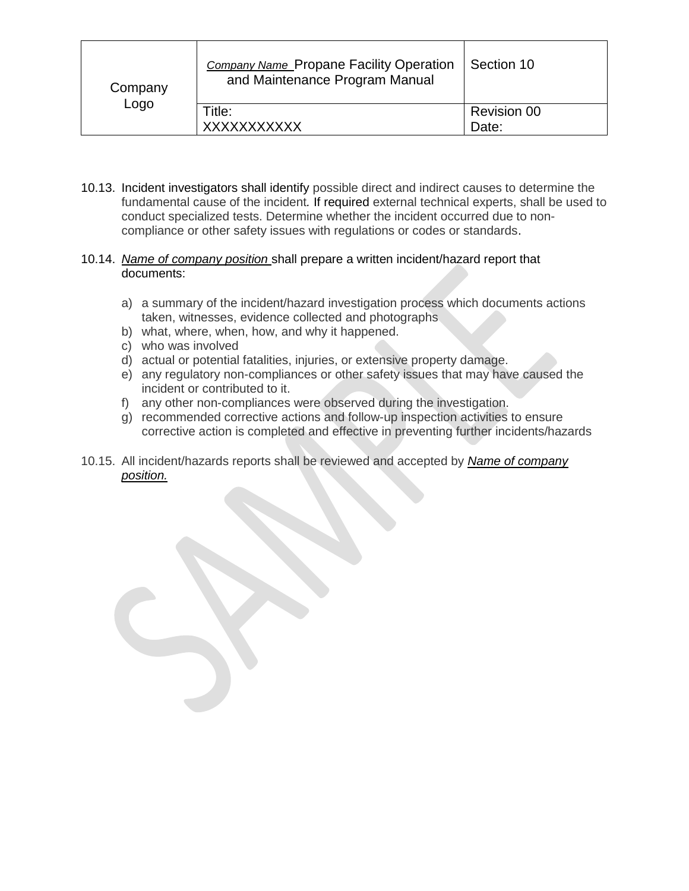10.13. Incident investigators shall identify possible direct and indirect causes to determine the fundamental cause of the incident. If required external technical experts, shall be used to conduct specialized tests. Determine whether the incident occurred due to non-compliance or other safety issues with regulations or codes or standards.

10.14. *Name of company position* shall prepare a written incident/hazard report that documents:

a) a summary of the incident/hazard investigation process which documents actions taken, witnesses, evidence collected and photographs
b) what, where, when, how, and why it happened.
c) who was involved
d) actual or potential fatalities, injuries, or extensive property damage.
e) any regulatory non-compliances or other safety issues that may have caused the incident or contributed to it.
f) any other non-compliances were observed during the investigation.
g) recommended corrective actions and follow-up inspection activities to ensure corrective action is completed and effective in preventing further incidents/hazards

10.15. All incident/hazards reports shall be reviewed and accepted by ***Name of company position.***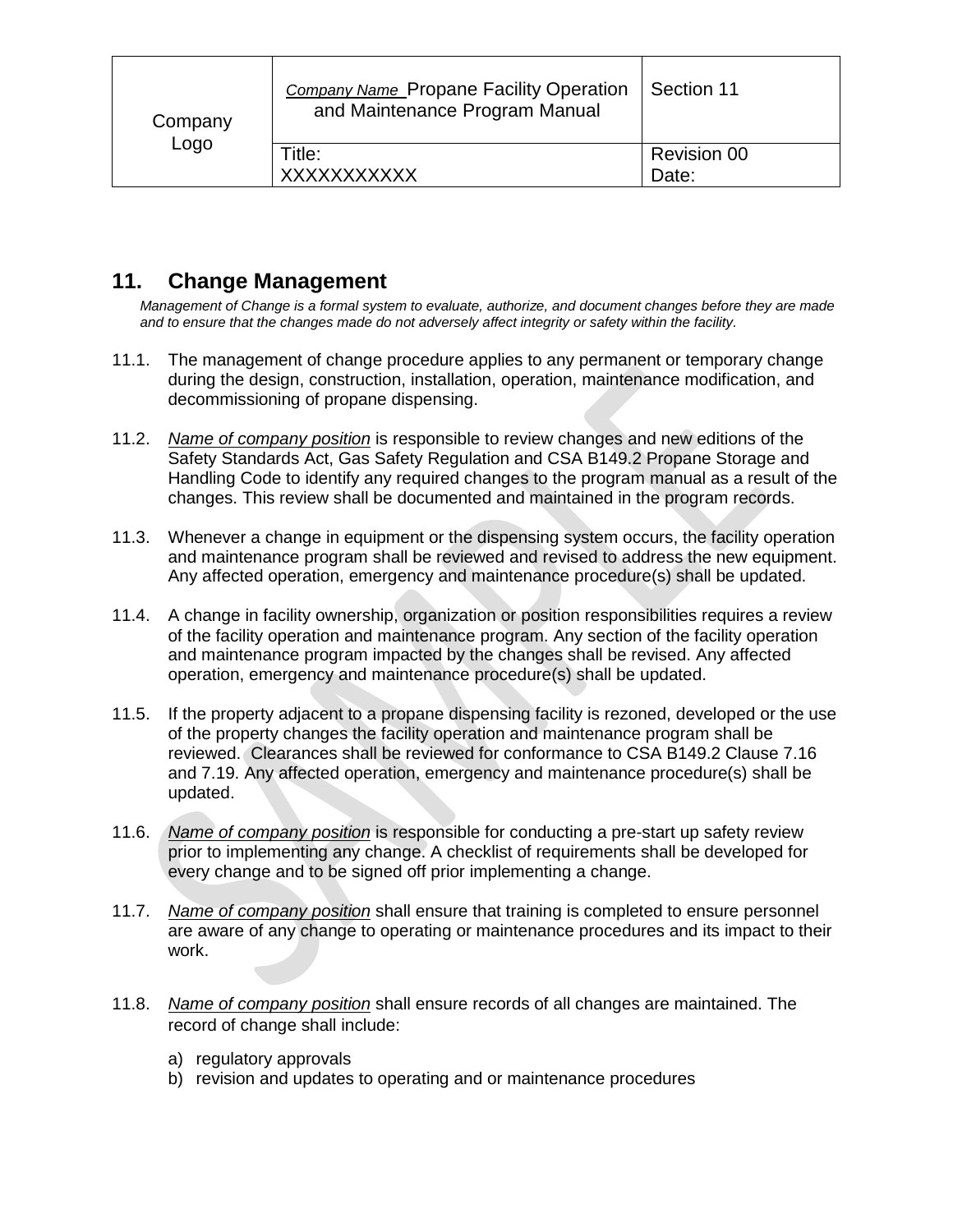## 11. Change Management

*Management of Change is a formal system to evaluate, authorize, and document changes before they are made and to ensure that the changes made do not adversely affect integrity or safety within the facility.*

11.1. The management of change procedure applies to any permanent or temporary change during the design, construction, installation, operation, maintenance modification, and decommissioning of propane dispensing.

11.2. *Name of company position* is responsible to review changes and new editions of the Safety Standards Act, Gas Safety Regulation and CSA B149.2 Propane Storage and Handling Code to identify any required changes to the program manual as a result of the changes. This review shall be documented and maintained in the program records.

11.3. Whenever a change in equipment or the dispensing system occurs, the facility operation and maintenance program shall be reviewed and revised to address the new equipment. Any affected operation, emergency and maintenance procedure(s) shall be updated.

11.4. A change in facility ownership, organization or position responsibilities requires a review of the facility operation and maintenance program. Any section of the facility operation and maintenance program impacted by the changes shall be revised. Any affected operation, emergency and maintenance procedure(s) shall be updated.

11.5. If the property adjacent to a propane dispensing facility is rezoned, developed or the use of the property changes the facility operation and maintenance program shall be reviewed. Clearances shall be reviewed for conformance to CSA B149.2 Clause 7.16 and 7.19. Any affected operation, emergency and maintenance procedure(s) shall be updated.

11.6. *Name of company position* is responsible for conducting a pre-start up safety review prior to implementing any change. A checklist of requirements shall be developed for every change and to be signed off prior implementing a change.

11.7. *Name of company position* shall ensure that training is completed to ensure personnel are aware of any change to operating or maintenance procedures and its impact to their work.

11.8. *Name of company position* shall ensure records of all changes are maintained. The record of change shall include:

a) regulatory approvals
b) revision and updates to operating and or maintenance procedures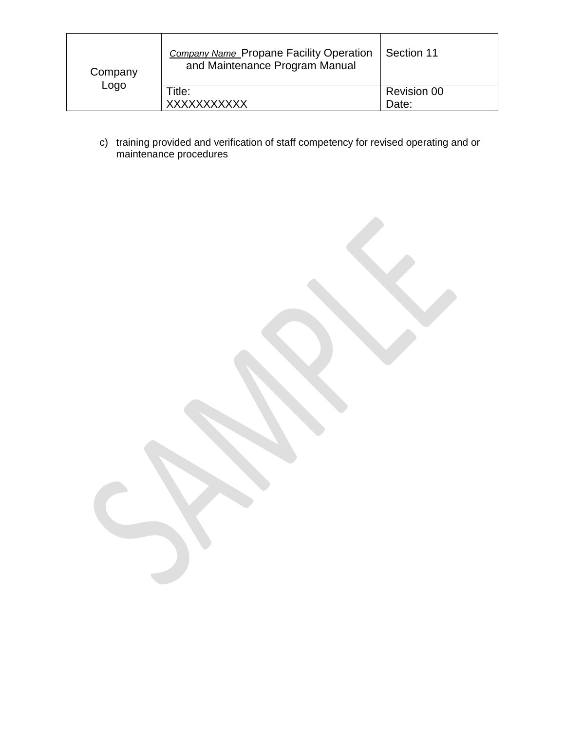c) training provided and verification of staff competency for revised operating and or maintenance procedures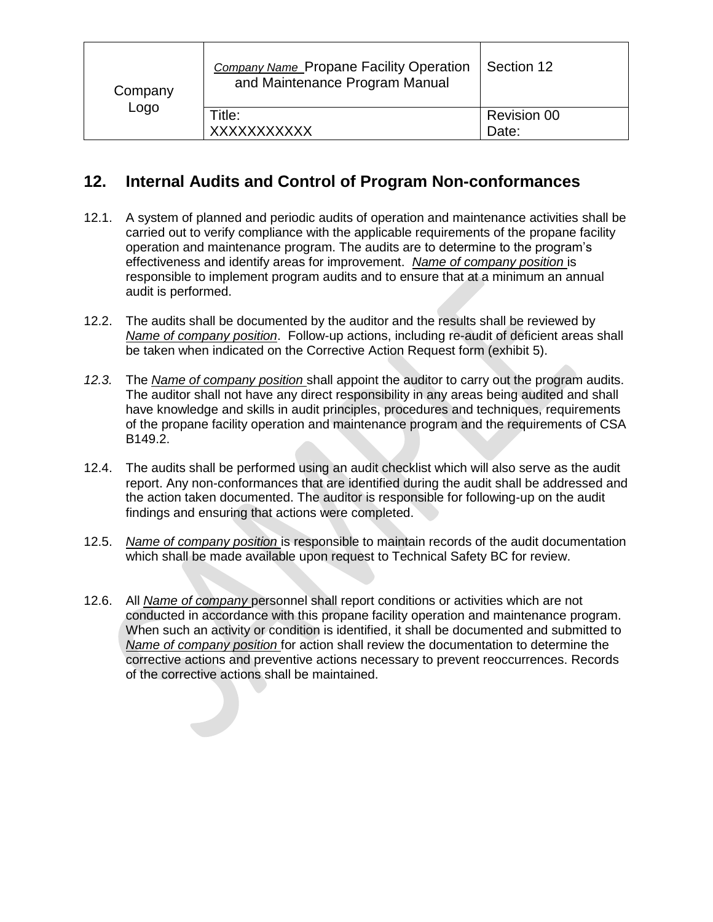## 12. Internal Audits and Control of Program Non-conformances

12.1. A system of planned and periodic audits of operation and maintenance activities shall be carried out to verify compliance with the applicable requirements of the propane facility operation and maintenance program. The audits are to determine to the program's effectiveness and identify areas for improvement. *Name of company position* is responsible to implement program audits and to ensure that at a minimum an annual audit is performed.

12.2. The audits shall be documented by the auditor and the results shall be reviewed by *Name of company position*. Follow-up actions, including re-audit of deficient areas shall be taken when indicated on the Corrective Action Request form (exhibit 5).

*12.3.* The *Name of company position* shall appoint the auditor to carry out the program audits. The auditor shall not have any direct responsibility in any areas being audited and shall have knowledge and skills in audit principles, procedures and techniques, requirements of the propane facility operation and maintenance program and the requirements of CSA B149.2.

12.4. The audits shall be performed using an audit checklist which will also serve as the audit report. Any non-conformances that are identified during the audit shall be addressed and the action taken documented. The auditor is responsible for following-up on the audit findings and ensuring that actions were completed.

12.5. *Name of company position* is responsible to maintain records of the audit documentation which shall be made available upon request to Technical Safety BC for review.

12.6. All *Name of company* personnel shall report conditions or activities which are not conducted in accordance with this propane facility operation and maintenance program. When such an activity or condition is identified, it shall be documented and submitted to *Name of company position* for action shall review the documentation to determine the corrective actions and preventive actions necessary to prevent reoccurrences. Records of the corrective actions shall be maintained.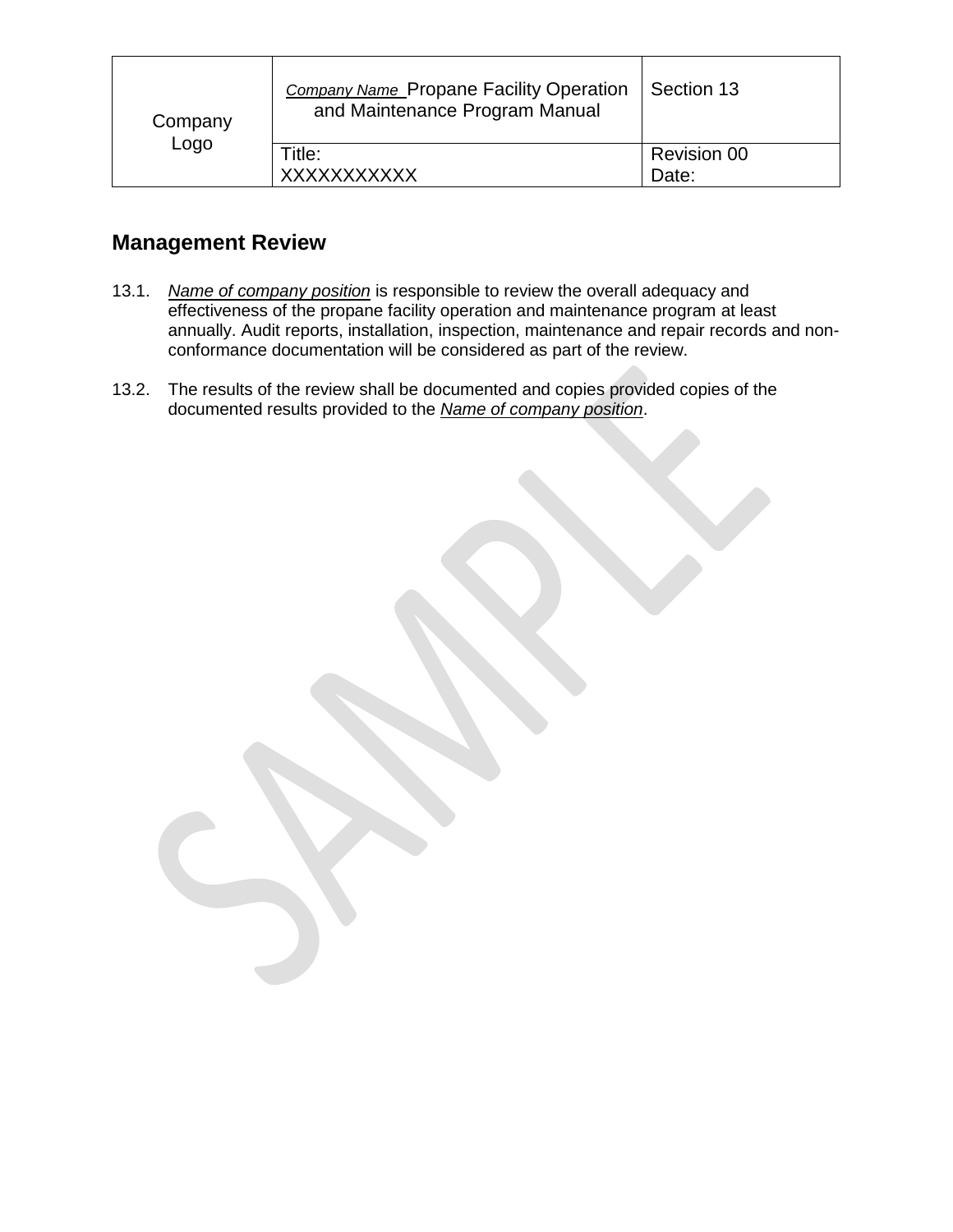| Company Logo | *Company Name* Propane Facility Operation and Maintenance Program Manual | Section 13 |
|---|---|---|
| | Title: XXXXXXXXXXX | Revision 00 Date: |

## Management Review

13.1. *Name of company position* is responsible to review the overall adequacy and effectiveness of the propane facility operation and maintenance program at least annually. Audit reports, installation, inspection, maintenance and repair records and non-conformance documentation will be considered as part of the review.

13.2. The results of the review shall be documented and copies provided copies of the documented results provided to the *Name of company position*.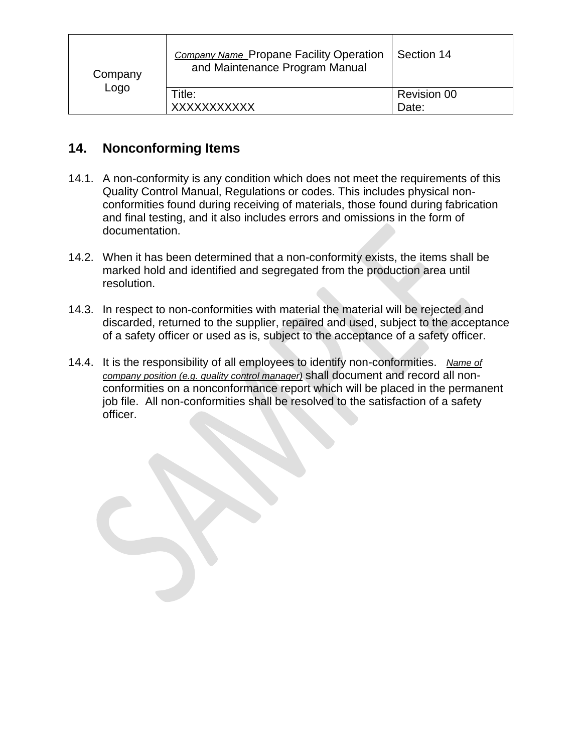## 14. Nonconforming Items

14.1. A non-conformity is any condition which does not meet the requirements of this Quality Control Manual, Regulations or codes. This includes physical non-conformities found during receiving of materials, those found during fabrication and final testing, and it also includes errors and omissions in the form of documentation.

14.2. When it has been determined that a non-conformity exists, the items shall be marked hold and identified and segregated from the production area until resolution.

14.3. In respect to non-conformities with material the material will be rejected and discarded, returned to the supplier, repaired and used, subject to the acceptance of a safety officer or used as is, subject to the acceptance of a safety officer.

14.4. It is the responsibility of all employees to identify non-conformities. *Name of company position (e.g. quality control manager)* shall document and record all non-conformities on a nonconformance report which will be placed in the permanent job file. All non-conformities shall be resolved to the satisfaction of a safety officer.